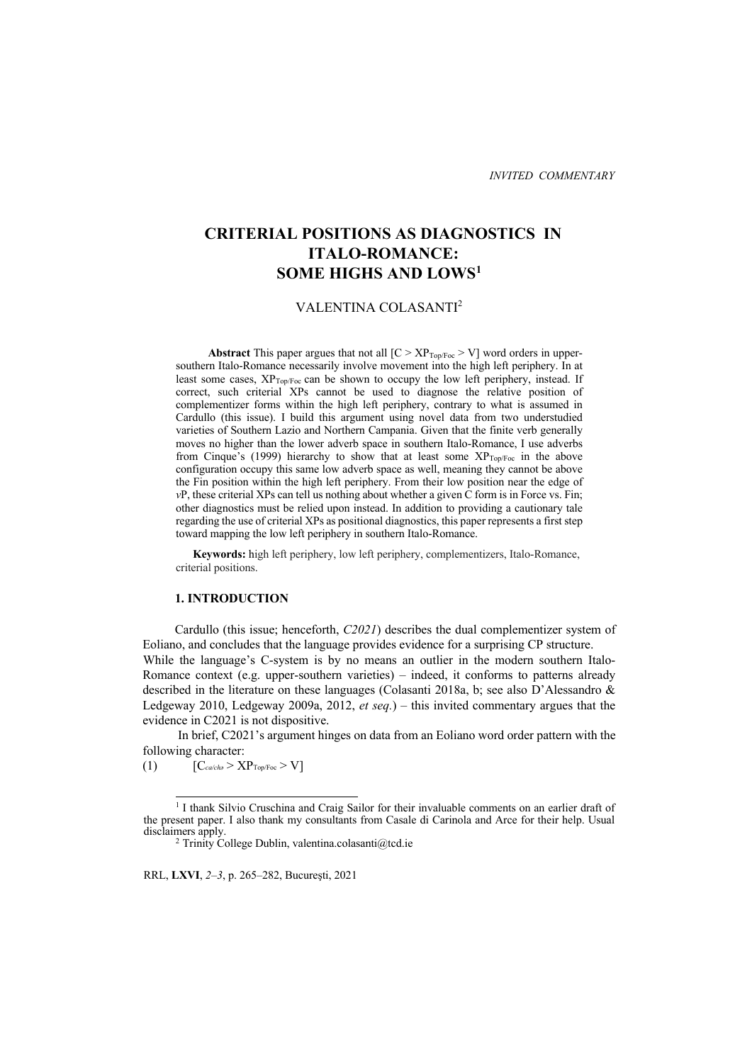*INVITED COMMENTARY*

# CRITERIAL POSITIONS AS DIAGNOSTICS IN ITALO-ROMANCE: SOME HIGHS AND LOWS[1]

VALENTINA COLASANTI[2]

**Abstract** This paper argues that not all [C > $XP_{Top/Foc}$ > V] word orders in upper-southern Italo-Romance necessarily involve movement into the high left periphery. In at least some cases, $XP_{Top/Foc}$ can be shown to occupy the low left periphery, instead. If correct, such criterial XPs cannot be used to diagnose the relative position of complementizer forms within the high left periphery, contrary to what is assumed in Cardullo (this issue). I build this argument using novel data from two understudied varieties of Southern Lazio and Northern Campania. Given that the finite verb generally moves no higher than the lower adverb space in southern Italo-Romance, I use adverbs from Cinque's (1999) hierarchy to show that at least some $XP_{Top/Foc}$ in the above configuration occupy this same low adverb space as well, meaning they cannot be above the Fin position within the high left periphery. From their low position near the edge of *v*P, these criterial XPs can tell us nothing about whether a given C form is in Force vs. Fin; other diagnostics must be relied upon instead. In addition to providing a cautionary tale regarding the use of criterial XPs as positional diagnostics, this paper represents a first step toward mapping the low left periphery in southern Italo-Romance.

**Keywords:** high left periphery, low left periphery, complementizers, Italo-Romance, criterial positions.

## 1. INTRODUCTION

Cardullo (this issue; henceforth, *C2021*) describes the dual complementizer system of Eoliano, and concludes that the language provides evidence for a surprising CP structure. While the language's C-system is by no means an outlier in the modern southern Italo-Romance context (e.g. upper-southern varieties) – indeed, it conforms to patterns already described in the literature on these languages (Colasanti 2018a, b; see also D'Alessandro & Ledgeway 2010, Ledgeway 2009a, 2012, *et seq.*) – this invited commentary argues that the evidence in C2021 is not dispositive.

In brief, C2021's argument hinges on data from an Eoliano word order pattern with the following character:

(1) $[C_{ca/chə} > XP_{Top/Foc} > V]$

---

[1] I thank Silvio Cruschina and Craig Sailor for their invaluable comments on an earlier draft of the present paper. I also thank my consultants from Casale di Carinola and Arce for their help. Usual disclaimers apply.

[2] Trinity College Dublin, valentina.colasanti@tcd.ie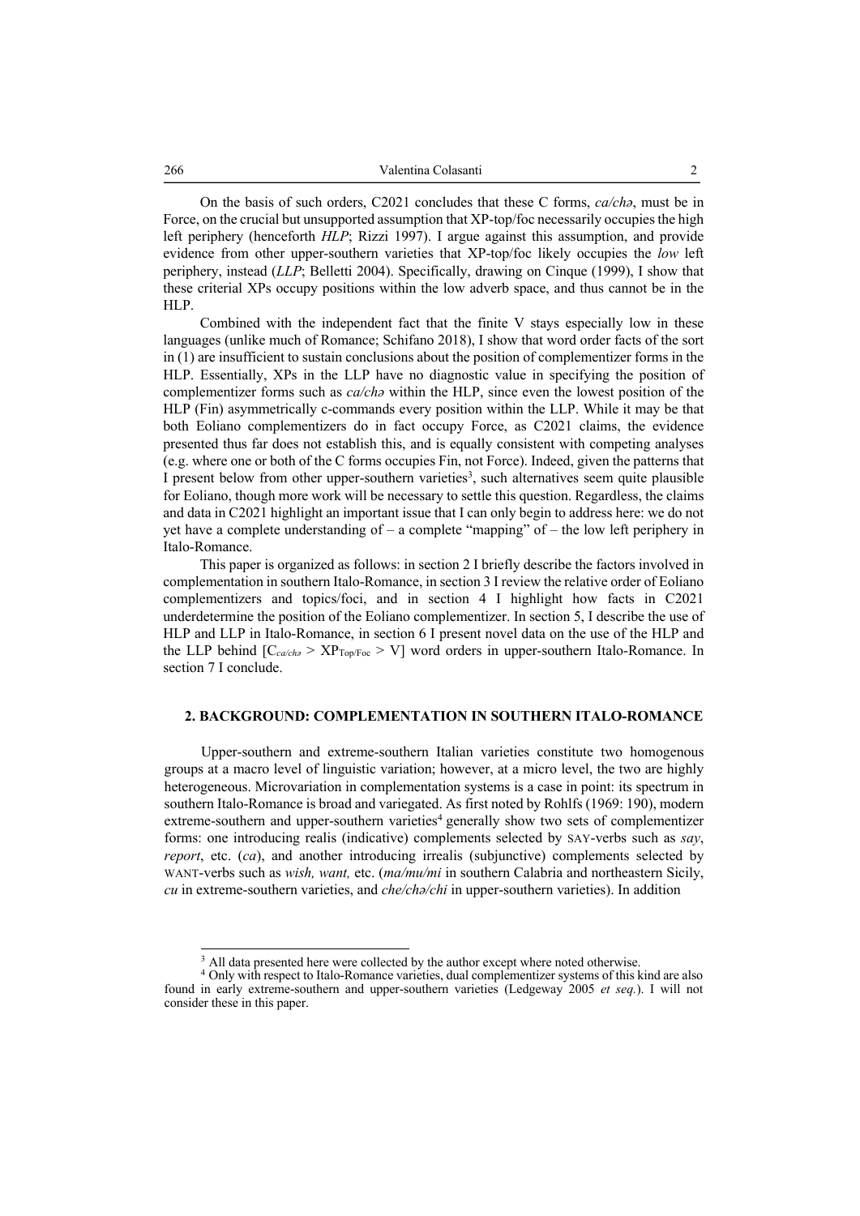On the basis of such orders, C2021 concludes that these C forms, *ca/chə*, must be in Force, on the crucial but unsupported assumption that XP-top/foc necessarily occupies the high left periphery (henceforth *HLP*; Rizzi 1997). I argue against this assumption, and provide evidence from other upper-southern varieties that XP-top/foc likely occupies the *low* left periphery, instead (*LLP*; Belletti 2004). Specifically, drawing on Cinque (1999), I show that these criterial XPs occupy positions within the low adverb space, and thus cannot be in the HLP.

Combined with the independent fact that the finite V stays especially low in these languages (unlike much of Romance; Schifano 2018), I show that word order facts of the sort in (1) are insufficient to sustain conclusions about the position of complementizer forms in the HLP. Essentially, XPs in the LLP have no diagnostic value in specifying the position of complementizer forms such as *ca/chə* within the HLP, since even the lowest position of the HLP (Fin) asymmetrically c-commands every position within the LLP. While it may be that both Eoliano complementizers do in fact occupy Force, as C2021 claims, the evidence presented thus far does not establish this, and is equally consistent with competing analyses (e.g. where one or both of the C forms occupies Fin, not Force). Indeed, given the patterns that I present below from other upper-southern varieties[3], such alternatives seem quite plausible for Eoliano, though more work will be necessary to settle this question. Regardless, the claims and data in C2021 highlight an important issue that I can only begin to address here: we do not yet have a complete understanding of – a complete "mapping" of – the low left periphery in Italo-Romance.

This paper is organized as follows: in section 2 I briefly describe the factors involved in complementation in southern Italo-Romance, in section 3 I review the relative order of Eoliano complementizers and topics/foci, and in section 4 I highlight how facts in C2021 underdetermine the position of the Eoliano complementizer. In section 5, I describe the use of HLP and LLP in Italo-Romance, in section 6 I present novel data on the use of the HLP and the LLP behind [$C_{ca/chə}$ > $XP_{Top/Foc}$ > V] word orders in upper-southern Italo-Romance. In section 7 I conclude.

## 2. BACKGROUND: COMPLEMENTATION IN SOUTHERN ITALO-ROMANCE

Upper-southern and extreme-southern Italian varieties constitute two homogenous groups at a macro level of linguistic variation; however, at a micro level, the two are highly heterogeneous. Microvariation in complementation systems is a case in point: its spectrum in southern Italo-Romance is broad and variegated. As first noted by Rohlfs (1969: 190), modern extreme-southern and upper-southern varieties[4] generally show two sets of complementizer forms: one introducing realis (indicative) complements selected by SAY-verbs such as *say*, *report*, etc. (*ca*), and another introducing irrealis (subjunctive) complements selected by WANT-verbs such as *wish, want,* etc. (*ma/mu/mi* in southern Calabria and northeastern Sicily, *cu* in extreme-southern varieties, and *che/chə/chi* in upper-southern varieties). In addition

---

[3] All data presented here were collected by the author except where noted otherwise.

[4] Only with respect to Italo-Romance varieties, dual complementizer systems of this kind are also found in early extreme-southern and upper-southern varieties (Ledgeway 2005 *et seq.*). I will not consider these in this paper.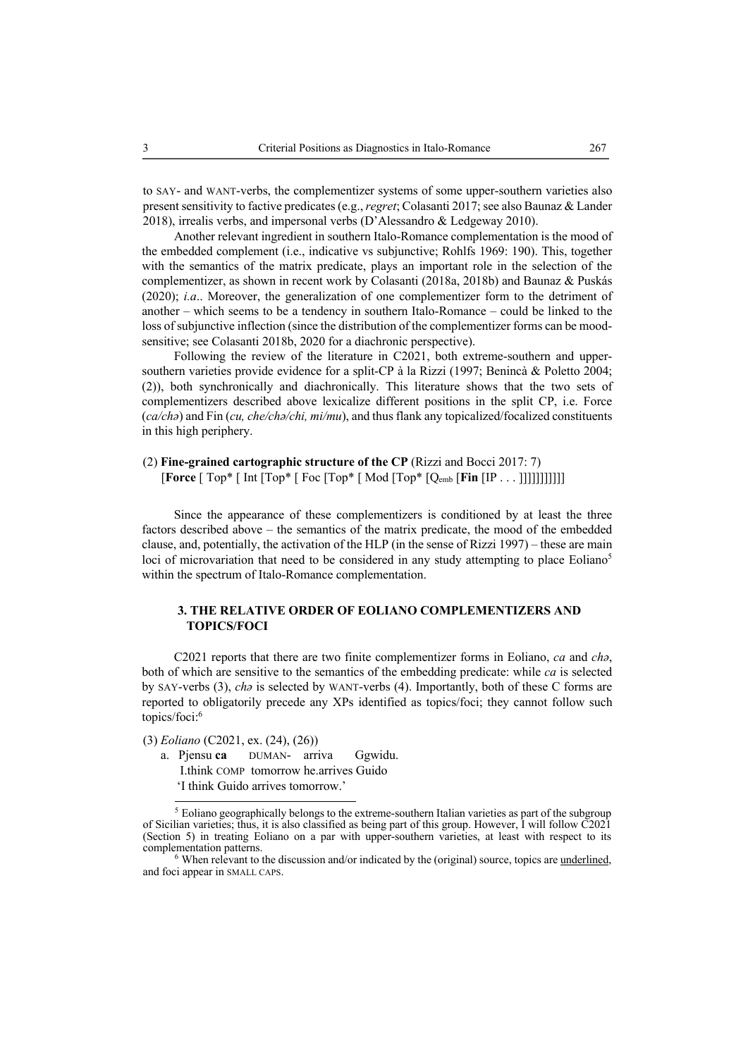to SAY- and WANT-verbs, the complementizer systems of some upper-southern varieties also present sensitivity to factive predicates (e.g., *regret*; Colasanti 2017; see also Baunaz & Lander 2018), irrealis verbs, and impersonal verbs (D'Alessandro & Ledgeway 2010).

Another relevant ingredient in southern Italo-Romance complementation is the mood of the embedded complement (i.e., indicative vs subjunctive; Rohlfs 1969: 190). This, together with the semantics of the matrix predicate, plays an important role in the selection of the complementizer, as shown in recent work by Colasanti (2018a, 2018b) and Baunaz & Puskás (2020); *i.a*.. Moreover, the generalization of one complementizer form to the detriment of another – which seems to be a tendency in southern Italo-Romance – could be linked to the loss of subjunctive inflection (since the distribution of the complementizer forms can be mood-sensitive; see Colasanti 2018b, 2020 for a diachronic perspective).

Following the review of the literature in C2021, both extreme-southern and upper-southern varieties provide evidence for a split-CP à la Rizzi (1997; Benincà & Poletto 2004; (2)), both synchronically and diachronically. This literature shows that the two sets of complementizers described above lexicalize different positions in the split CP, i.e. Force (*ca/chə*) and Fin (*cu, che/chə/chi, mi/mu*), and thus flank any topicalized/focalized constituents in this high periphery.

(2) **Fine-grained cartographic structure of the CP** (Rizzi and Bocci 2017: 7)
[**Force** [ Top* [ Int [Top* [ Foc [Top* [ Mod [Top* [$Q_{emb}$ [**Fin** [IP . . . ]]]]]]]]]]]

Since the appearance of these complementizers is conditioned by at least the three factors described above – the semantics of the matrix predicate, the mood of the embedded clause, and, potentially, the activation of the HLP (in the sense of Rizzi 1997) – these are main loci of microvariation that need to be considered in any study attempting to place Eoliano[5] within the spectrum of Italo-Romance complementation.

## 3. THE RELATIVE ORDER OF EOLIANO COMPLEMENTIZERS AND TOPICS/FOCI

C2021 reports that there are two finite complementizer forms in Eoliano, *ca* and *chə*, both of which are sensitive to the semantics of the embedding predicate: while *ca* is selected by SAY-verbs (3), *chə* is selected by WANT-verbs (4). Importantly, both of these C forms are reported to obligatorily precede any XPs identified as topics/foci; they cannot follow such topics/foci:[6]

(3) *Eoliano* (C2021, ex. (24), (26))
 a. Pjensu **ca** DUMAN- arriva Ggwidu.
  I.think COMP tomorrow he.arrives Guido
  'I think Guido arrives tomorrow.'

---

[5] Eoliano geographically belongs to the extreme-southern Italian varieties as part of the subgroup of Sicilian varieties; thus, it is also classified as being part of this group. However, I will follow C2021 (Section 5) in treating Eoliano on a par with upper-southern varieties, at least with respect to its complementation patterns.

[6] When relevant to the discussion and/or indicated by the (original) source, topics are <u>underlined</u>, and foci appear in SMALL CAPS.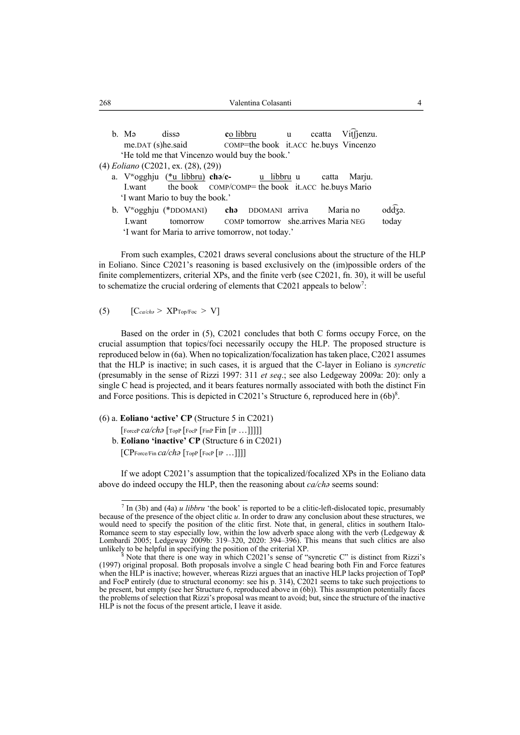b. Mə dissə **c**o libbru u ccatta Vit͡ʃjenzu.
   me.DAT (s)he.said COMP=the book it.ACC he.buys Vincenzo
   'He told me that Vincenzo would buy the book.'

(4) *Eoliano* (C2021, ex. (28), (29))

a. Vʷogghju (*u libbru) **chə**/**c**- u libbru u catta Marju.
   I.want the book COMP/COMP= the book it.ACC he.buys Mario
   'I want Mario to buy the book.'

b. Vʷogghju (*DDOMANI) **chə** DDOMANI arriva Maria no odd͡ʒə.
   I.want tomorrow COMP tomorrow she.arrives Maria NEG today
   'I want for Maria to arrive tomorrow, not today.'

From such examples, C2021 draws several conclusions about the structure of the HLP in Eoliano. Since C2021's reasoning is based exclusively on the (im)possible orders of the finite complementizers, criterial XPs, and the finite verb (see C2021, fn. 30), it will be useful to schematize the crucial ordering of elements that C2021 appeals to below[7]:

(5) $[\mathrm{C}_{ca/chə} > \mathrm{XP}_{\mathrm{Top/Foc}} > \mathrm{V}]$

Based on the order in (5), C2021 concludes that both C forms occupy Force, on the crucial assumption that topics/foci necessarily occupy the HLP. The proposed structure is reproduced below in (6a). When no topicalization/focalization has taken place, C2021 assumes that the HLP is inactive; in such cases, it is argued that the C-layer in Eoliano is *syncretic* (presumably in the sense of Rizzi 1997: 311 *et seq*.; see also Ledgeway 2009a: 20): only a single C head is projected, and it bears features normally associated with both the distinct Fin and Force positions. This is depicted in C2021's Structure 6, reproduced here in (6b)[8].

(6) a. **Eoliano 'active' CP** (Structure 5 in C2021)
   $[_{\mathrm{ForceP}}$ *ca/chə* $[_{\mathrm{TopP}} [_{\mathrm{FocP}} [_{\mathrm{FinP}}$ Fin $[_{\mathrm{IP}} \ldots]]]]]$
   b. **Eoliano 'inactive' CP** (Structure 6 in C2021)
   $[\mathrm{CP}_{\mathrm{Force/Fin}}$ *ca/chə* $[_{\mathrm{TopP}} [_{\mathrm{FocP}} [_{\mathrm{IP}} \ldots]]]]$

If we adopt C2021's assumption that the topicalized/focalized XPs in the Eoliano data above do indeed occupy the HLP, then the reasoning about *ca/chə* seems sound:

---

[7] In (3b) and (4a) *u libbru* 'the book' is reported to be a clitic-left-dislocated topic, presumably because of the presence of the object clitic *u*. In order to draw any conclusion about these structures, we would need to specify the position of the clitic first. Note that, in general, clitics in southern Italo-Romance seem to stay especially low, within the low adverb space along with the verb (Ledgeway & Lombardi 2005; Ledgeway 2009b: 319–320, 2020: 394–396). This means that such clitics are also unlikely to be helpful in specifying the position of the criterial XP.

[8] Note that there is one way in which C2021's sense of "syncretic C" is distinct from Rizzi's (1997) original proposal. Both proposals involve a single C head bearing both Fin and Force features when the HLP is inactive; however, whereas Rizzi argues that an inactive HLP lacks projection of TopP and FocP entirely (due to structural economy: see his p. 314), C2021 seems to take such projections to be present, but empty (see her Structure 6, reproduced above in (6b)). This assumption potentially faces the problems of selection that Rizzi's proposal was meant to avoid; but, since the structure of the inactive HLP is not the focus of the present article, I leave it aside.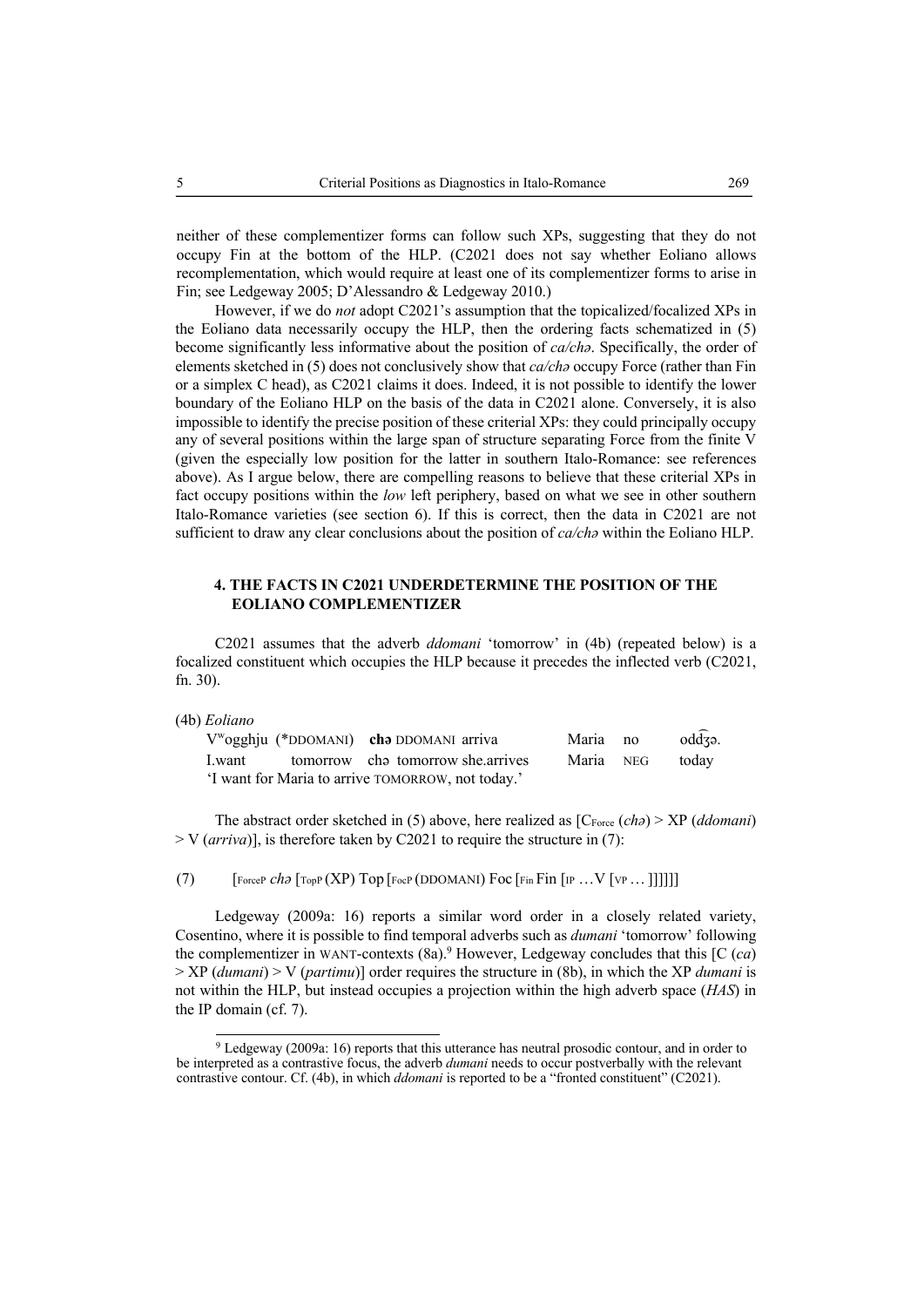neither of these complementizer forms can follow such XPs, suggesting that they do not occupy Fin at the bottom of the HLP. (C2021 does not say whether Eoliano allows recomplementation, which would require at least one of its complementizer forms to arise in Fin; see Ledgeway 2005; D'Alessandro & Ledgeway 2010.)

However, if we do *not* adopt C2021's assumption that the topicalized/focalized XPs in the Eoliano data necessarily occupy the HLP, then the ordering facts schematized in (5) become significantly less informative about the position of *ca/chə*. Specifically, the order of elements sketched in (5) does not conclusively show that *ca/chə* occupy Force (rather than Fin or a simplex C head), as C2021 claims it does. Indeed, it is not possible to identify the lower boundary of the Eoliano HLP on the basis of the data in C2021 alone. Conversely, it is also impossible to identify the precise position of these criterial XPs: they could principally occupy any of several positions within the large span of structure separating Force from the finite V (given the especially low position for the latter in southern Italo-Romance: see references above). As I argue below, there are compelling reasons to believe that these criterial XPs in fact occupy positions within the *low* left periphery, based on what we see in other southern Italo-Romance varieties (see section 6). If this is correct, then the data in C2021 are not sufficient to draw any clear conclusions about the position of *ca/chə* within the Eoliano HLP.

## 4. THE FACTS IN C2021 UNDERDETERMINE THE POSITION OF THE EOLIANO COMPLEMENTIZER

C2021 assumes that the adverb *ddomani* 'tomorrow' in (4b) (repeated below) is a focalized constituent which occupies the HLP because it precedes the inflected verb (C2021, fn. 30).

(4b) *Eoliano*

| V$^{w}$ogghju | (*DDOMANI) | **chə** DDOMANI arriva | Maria | no | odd͡ʒə. |
|---|---|---|---|---|---|
| I.want | tomorrow | chə tomorrow she.arrives | Maria | NEG | today |

'I want for Maria to arrive TOMORROW, not today.'

The abstract order sketched in (5) above, here realized as [C$_{Force}$ (*chə*) > XP (*ddomani*) > V (*arriva*)], is therefore taken by C2021 to require the structure in (7):

(7) [$_{ForceP}$ *chə* [$_{TopP}$ (XP) Top [$_{FocP}$ (DDOMANI) Foc [$_{Fin}$ Fin [$_{IP}$ …V [$_{VP}$ … ]]]]]]

Ledgeway (2009a: 16) reports a similar word order in a closely related variety, Cosentino, where it is possible to find temporal adverbs such as *dumani* 'tomorrow' following the complementizer in WANT-contexts (8a).[9] However, Ledgeway concludes that this [C (*ca*) > XP (*dumani*) > V (*partimu*)] order requires the structure in (8b), in which the XP *dumani* is not within the HLP, but instead occupies a projection within the high adverb space (*HAS*) in the IP domain (cf. 7).

[9] Ledgeway (2009a: 16) reports that this utterance has neutral prosodic contour, and in order to be interpreted as a contrastive focus, the adverb *dumani* needs to occur postverbally with the relevant contrastive contour. Cf. (4b), in which *ddomani* is reported to be a "fronted constituent" (C2021).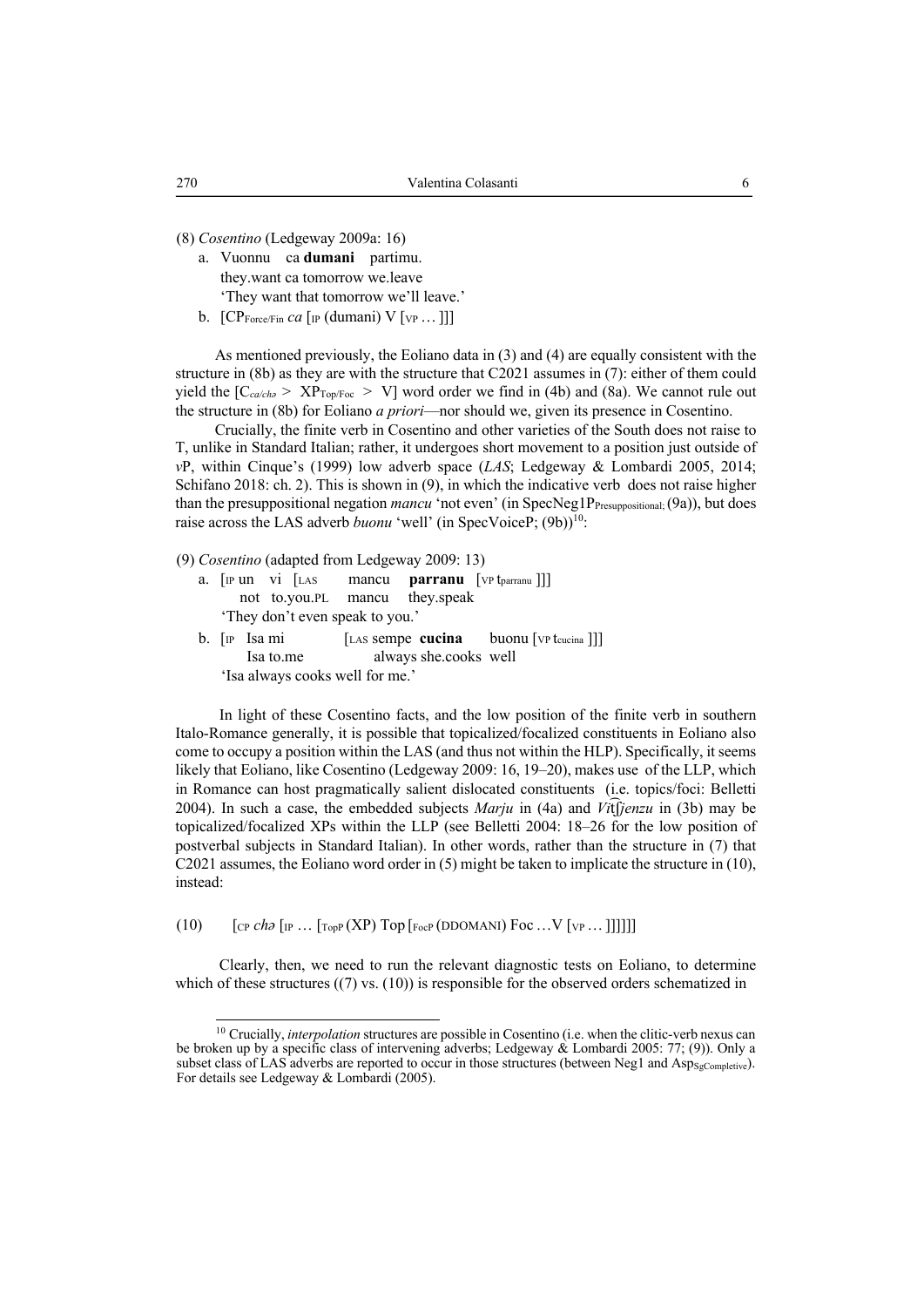(8) *Cosentino* (Ledgeway 2009a: 16)

a. Vuonnu ca **dumani** partimu.
   they.want ca tomorrow we.leave
   'They want that tomorrow we'll leave.'

b. [CP$_{\text{Force/Fin}}$ *ca* [IP (dumani) V [VP … ]]]

As mentioned previously, the Eoliano data in (3) and (4) are equally consistent with the structure in (8b) as they are with the structure that C2021 assumes in (7): either of them could yield the [C$_{ca/chə}$ > XP$_{\text{Top/Foc}}$ > V] word order we find in (4b) and (8a). We cannot rule out the structure in (8b) for Eoliano *a priori*—nor should we, given its presence in Cosentino.

Crucially, the finite verb in Cosentino and other varieties of the South does not raise to T, unlike in Standard Italian; rather, it undergoes short movement to a position just outside of *v*P, within Cinque's (1999) low adverb space (*LAS*; Ledgeway & Lombardi 2005, 2014; Schifano 2018: ch. 2). This is shown in (9), in which the indicative verb does not raise higher than the presuppositional negation *mancu* 'not even' (in SpecNeg1P$_{\text{Presuppositional}}$; (9a)), but does raise across the LAS adverb *buonu* 'well' (in SpecVoiceP; (9b))[10]:

(9) *Cosentino* (adapted from Ledgeway 2009: 13)

a. [IP un vi [LAS mancu **parranu** [VP t$_{\text{parranu}}$ ]]]
   not to.you.PL mancu they.speak
   'They don't even speak to you.'

b. [IP Isa mi [LAS sempe **cucina** buonu [VP t$_{\text{cucina}}$ ]]]
   Isa to.me always she.cooks well
   'Isa always cooks well for me.'

In light of these Cosentino facts, and the low position of the finite verb in southern Italo-Romance generally, it is possible that topicalized/focalized constituents in Eoliano also come to occupy a position within the LAS (and thus not within the HLP). Specifically, it seems likely that Eoliano, like Cosentino (Ledgeway 2009: 16, 19–20), makes use of the LLP, which in Romance can host pragmatically salient dislocated constituents (i.e. topics/foci: Belletti 2004). In such a case, the embedded subjects *Marju* in (4a) and *Vit͡ʃjenzu* in (3b) may be topicalized/focalized XPs within the LLP (see Belletti 2004: 18–26 for the low position of postverbal subjects in Standard Italian). In other words, rather than the structure in (7) that C2021 assumes, the Eoliano word order in (5) might be taken to implicate the structure in (10), instead:

(10) [CP *chə* [IP … [TopP (XP) Top [FocP (DDOMANI) Foc …V [VP … ]]]]]]

Clearly, then, we need to run the relevant diagnostic tests on Eoliano, to determine which of these structures ((7) vs. (10)) is responsible for the observed orders schematized in

---

[10] Crucially, *interpolation* structures are possible in Cosentino (i.e. when the clitic-verb nexus can be broken up by a specific class of intervening adverbs; Ledgeway & Lombardi 2005: 77; (9)). Only a subset class of LAS adverbs are reported to occur in those structures (between Neg1 and Asp$_{\text{SgCompletive}}$). For details see Ledgeway & Lombardi (2005).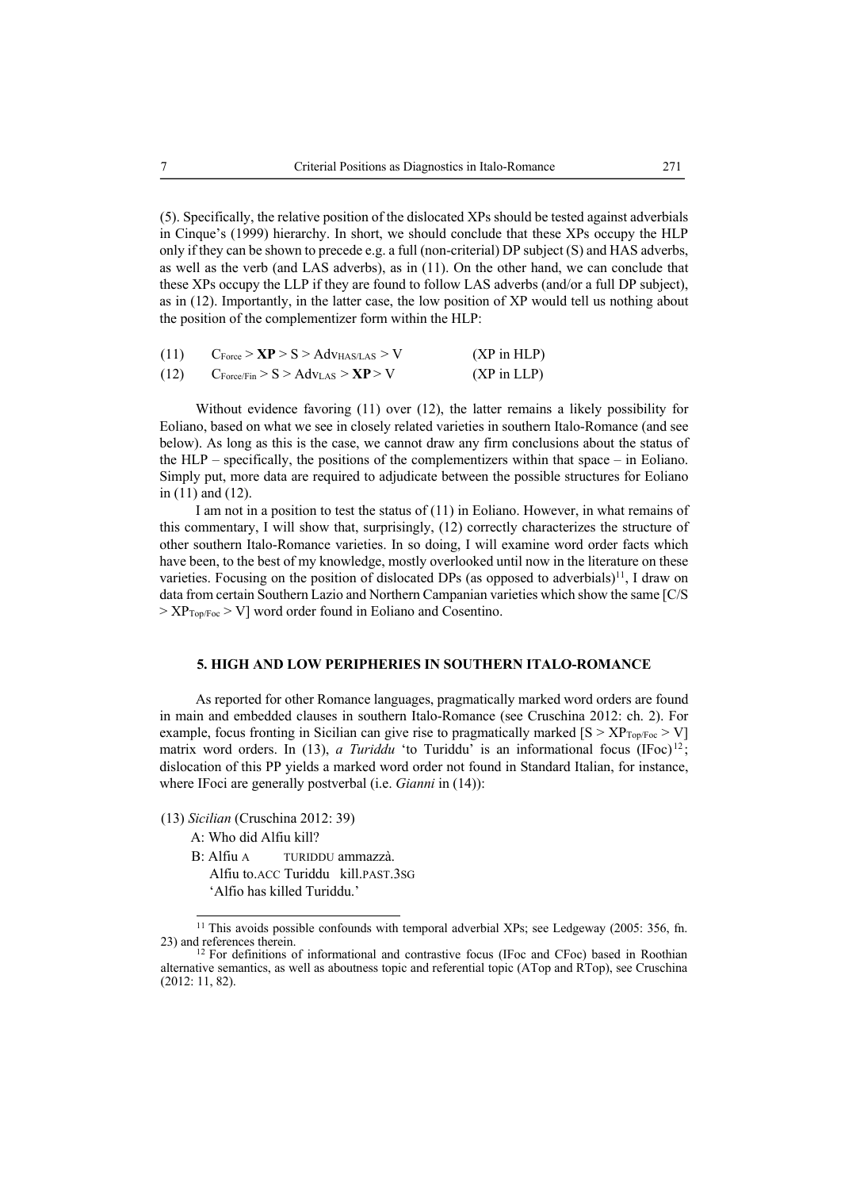(5). Specifically, the relative position of the dislocated XPs should be tested against adverbials in Cinque's (1999) hierarchy. In short, we should conclude that these XPs occupy the HLP only if they can be shown to precede e.g. a full (non-criterial) DP subject (S) and HAS adverbs, as well as the verb (and LAS adverbs), as in (11). On the other hand, we can conclude that these XPs occupy the LLP if they are found to follow LAS adverbs (and/or a full DP subject), as in (12). Importantly, in the latter case, the low position of XP would tell us nothing about the position of the complementizer form within the HLP:

(11) $C_{Force}$ > **XP** > S > $Adv_{HAS/LAS}$ > V (XP in HLP)

(12) $C_{Force/Fin}$ > S > $Adv_{LAS}$ > **XP** > V (XP in LLP)

Without evidence favoring (11) over (12), the latter remains a likely possibility for Eoliano, based on what we see in closely related varieties in southern Italo-Romance (and see below). As long as this is the case, we cannot draw any firm conclusions about the status of the HLP – specifically, the positions of the complementizers within that space – in Eoliano. Simply put, more data are required to adjudicate between the possible structures for Eoliano in (11) and (12).

I am not in a position to test the status of (11) in Eoliano. However, in what remains of this commentary, I will show that, surprisingly, (12) correctly characterizes the structure of other southern Italo-Romance varieties. In so doing, I will examine word order facts which have been, to the best of my knowledge, mostly overlooked until now in the literature on these varieties. Focusing on the position of dislocated DPs (as opposed to adverbials)[11], I draw on data from certain Southern Lazio and Northern Campanian varieties which show the same [C/S > $XP_{Top/Foc}$ > V] word order found in Eoliano and Cosentino.

## 5. HIGH AND LOW PERIPHERIES IN SOUTHERN ITALO-ROMANCE

As reported for other Romance languages, pragmatically marked word orders are found in main and embedded clauses in southern Italo-Romance (see Cruschina 2012: ch. 2). For example, focus fronting in Sicilian can give rise to pragmatically marked [S > $XP_{Top/Foc}$ > V] matrix word orders. In (13), *a Turiddu* 'to Turiddu' is an informational focus (IFoc)[12]; dislocation of this PP yields a marked word order not found in Standard Italian, for instance, where IFoci are generally postverbal (i.e. *Gianni* in (14)):

(13) *Sicilian* (Cruschina 2012: 39)

A: Who did Alfiu kill?

B: Alfiu A TURIDDU ammazzà.
Alfiu to.ACC Turiddu kill.PAST.3SG
'Alfio has killed Turiddu.'

---

[11] This avoids possible confounds with temporal adverbial XPs; see Ledgeway (2005: 356, fn. 23) and references therein.

[12] For definitions of informational and contrastive focus (IFoc and CFoc) based in Roothian alternative semantics, as well as aboutness topic and referential topic (ATop and RTop), see Cruschina (2012: 11, 82).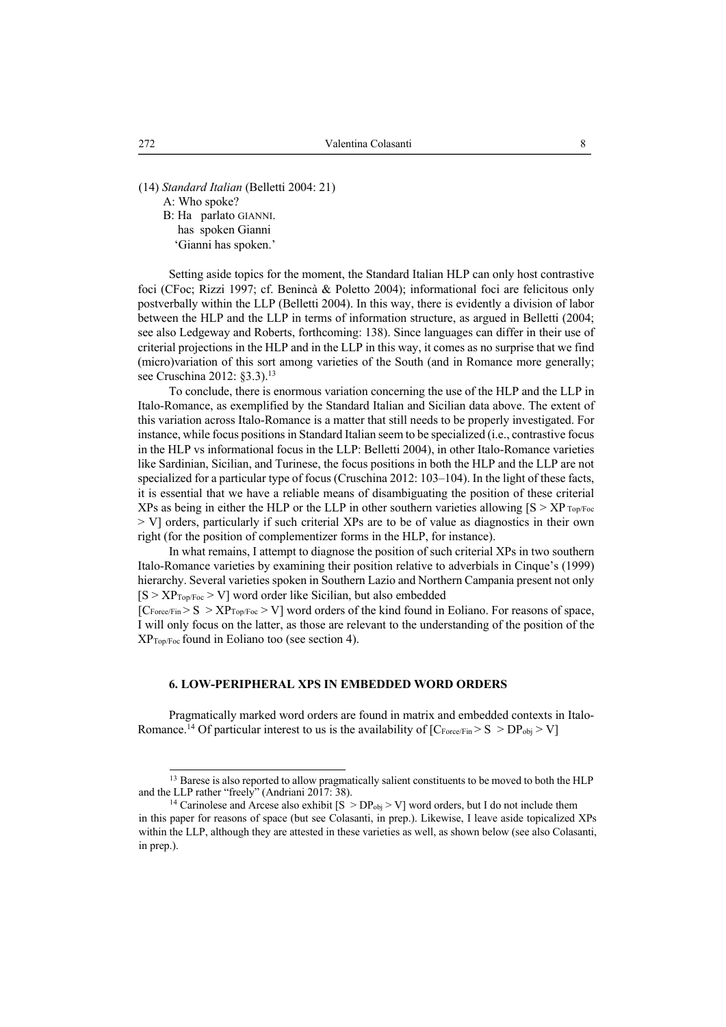(14) *Standard Italian* (Belletti 2004: 21)

A: Who spoke?

B: Ha parlato GIANNI.
   has spoken Gianni
   'Gianni has spoken.'

Setting aside topics for the moment, the Standard Italian HLP can only host contrastive foci (CFoc; Rizzi 1997; cf. Benincà & Poletto 2004); informational foci are felicitous only postverbally within the LLP (Belletti 2004). In this way, there is evidently a division of labor between the HLP and the LLP in terms of information structure, as argued in Belletti (2004; see also Ledgeway and Roberts, forthcoming: 138). Since languages can differ in their use of criterial projections in the HLP and in the LLP in this way, it comes as no surprise that we find (micro)variation of this sort among varieties of the South (and in Romance more generally; see Cruschina 2012: §3.3).[13]

To conclude, there is enormous variation concerning the use of the HLP and the LLP in Italo-Romance, as exemplified by the Standard Italian and Sicilian data above. The extent of this variation across Italo-Romance is a matter that still needs to be properly investigated. For instance, while focus positions in Standard Italian seem to be specialized (i.e., contrastive focus in the HLP vs informational focus in the LLP: Belletti 2004), in other Italo-Romance varieties like Sardinian, Sicilian, and Turinese, the focus positions in both the HLP and the LLP are not specialized for a particular type of focus (Cruschina 2012: 103–104). In the light of these facts, it is essential that we have a reliable means of disambiguating the position of these criterial XPs as being in either the HLP or the LLP in other southern varieties allowing [$S > XP_{Top/Foc} > V$] orders, particularly if such criterial XPs are to be of value as diagnostics in their own right (for the position of complementizer forms in the HLP, for instance).

In what remains, I attempt to diagnose the position of such criterial XPs in two southern Italo-Romance varieties by examining their position relative to adverbials in Cinque's (1999) hierarchy. Several varieties spoken in Southern Lazio and Northern Campania present not only [$S > XP_{Top/Foc} > V$] word order like Sicilian, but also embedded [$C_{Force/Fin} > S > XP_{Top/Foc} > V$] word orders of the kind found in Eoliano. For reasons of space, I will only focus on the latter, as those are relevant to the understanding of the position of the $XP_{Top/Foc}$ found in Eoliano too (see section 4).

## 6. LOW-PERIPHERAL XPS IN EMBEDDED WORD ORDERS

Pragmatically marked word orders are found in matrix and embedded contexts in Italo-Romance.[14] Of particular interest to us is the availability of [$C_{Force/Fin} > S > DP_{obj} > V$]

---

[13] Barese is also reported to allow pragmatically salient constituents to be moved to both the HLP and the LLP rather "freely" (Andriani 2017: 38).

[14] Carinolese and Arcese also exhibit [$S > DP_{obj} > V$] word orders, but I do not include them in this paper for reasons of space (but see Colasanti, in prep.). Likewise, I leave aside topicalized XPs within the LLP, although they are attested in these varieties as well, as shown below (see also Colasanti, in prep.).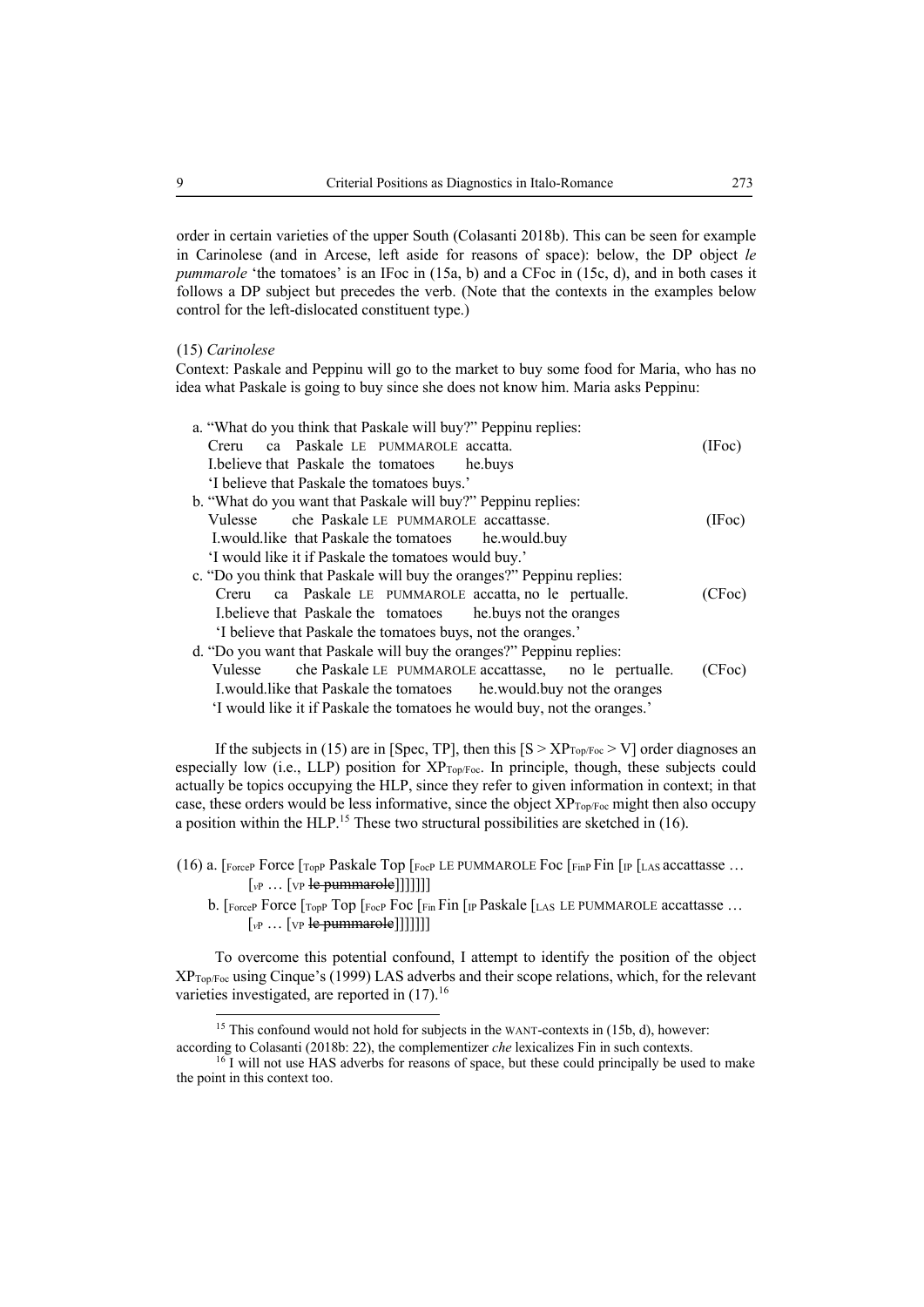order in certain varieties of the upper South (Colasanti 2018b). This can be seen for example in Carinolese (and in Arcese, left aside for reasons of space): below, the DP object *le pummarole* 'the tomatoes' is an IFoc in (15a, b) and a CFoc in (15c, d), and in both cases it follows a DP subject but precedes the verb. (Note that the contexts in the examples below control for the left-dislocated constituent type.)

(15) *Carinolese*

Context: Paskale and Peppinu will go to the market to buy some food for Maria, who has no idea what Paskale is going to buy since she does not know him. Maria asks Peppinu:

a. "What do you think that Paskale will buy?" Peppinu replies:
   Creru ca Paskale LE PUMMAROLE accatta. (IFoc)
   I.believe that Paskale the tomatoes he.buys
   'I believe that Paskale the tomatoes buys.'

b. "What do you want that Paskale will buy?" Peppinu replies:
   Vulesse che Paskale LE PUMMAROLE accattasse. (IFoc)
   I.would.like that Paskale the tomatoes he.would.buy
   'I would like it if Paskale the tomatoes would buy.'

c. "Do you think that Paskale will buy the oranges?" Peppinu replies:
   Creru ca Paskale LE PUMMAROLE accatta, no le pertualle. (CFoc)
   I.believe that Paskale the tomatoes he.buys not the oranges
   'I believe that Paskale the tomatoes buys, not the oranges.'

d. "Do you want that Paskale will buy the oranges?" Peppinu replies:
   Vulesse che Paskale LE PUMMAROLE accattasse, no le pertualle. (CFoc)
   I.would.like that Paskale the tomatoes he.would.buy not the oranges
   'I would like it if Paskale the tomatoes he would buy, not the oranges.'

If the subjects in (15) are in [Spec, TP], then this [S > $XP_{Top/Foc}$ > V] order diagnoses an especially low (i.e., LLP) position for $XP_{Top/Foc}$. In principle, though, these subjects could actually be topics occupying the HLP, since they refer to given information in context; in that case, these orders would be less informative, since the object $XP_{Top/Foc}$ might then also occupy a position within the HLP.[15] These two structural possibilities are sketched in (16).

(16) a. [$_{ForceP}$ Force [$_{TopP}$ Paskale Top [$_{FocP}$ LE PUMMAROLE Foc [$_{FinP}$ Fin [$_{IP}$ [$_{LAS}$ accattasse … [$_{vP}$ … [$_{VP}$ ~~le pummarole~~]]]]]]]

b. [$_{ForceP}$ Force [$_{TopP}$ Top [$_{FocP}$ Foc [$_{Fin}$ Fin [$_{IP}$ Paskale [$_{LAS}$ LE PUMMAROLE accattasse … [$_{vP}$ … [$_{VP}$ ~~le pummarole~~]]]]]]]

To overcome this potential confound, I attempt to identify the position of the object $XP_{Top/Foc}$ using Cinque's (1999) LAS adverbs and their scope relations, which, for the relevant varieties investigated, are reported in (17).[16]

---

[15] This confound would not hold for subjects in the WANT-contexts in (15b, d), however: according to Colasanti (2018b: 22), the complementizer *che* lexicalizes Fin in such contexts.

[16] I will not use HAS adverbs for reasons of space, but these could principally be used to make the point in this context too.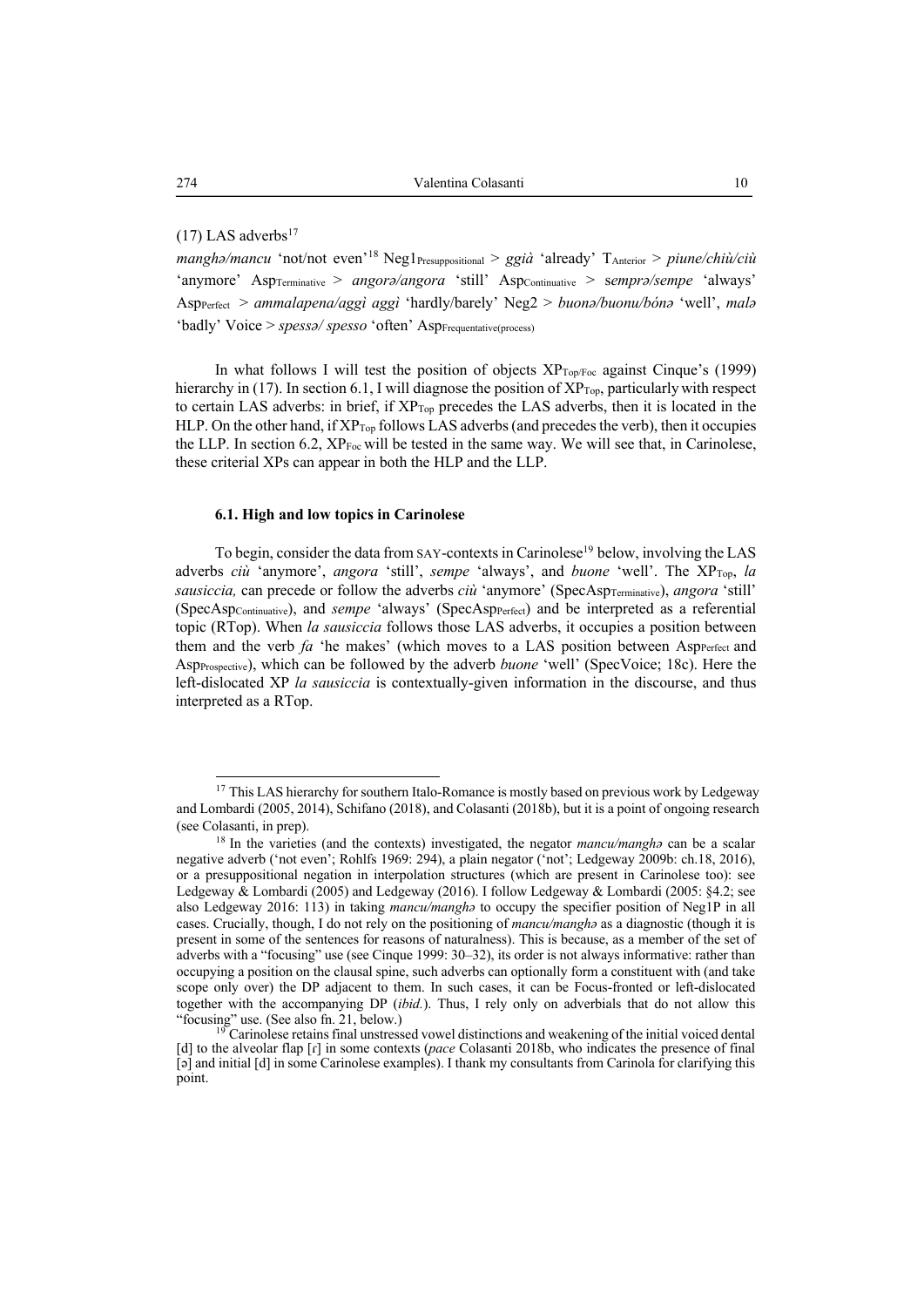(17) LAS adverbs[17]

*manghə/mancu* 'not/not even'[18] Neg1$_{\text{Presuppositional}}$ > *ggià* 'already' T$_{\text{Anterior}}$ > *piune/chiù/ciù* 'anymore' Asp$_{\text{Terminative}}$ > *angorə/angora* 'still' Asp$_{\text{Continuative}}$ > *semprə/sempe* 'always' Asp$_{\text{Perfect}}$ > *ammalapena/aggì aggì* 'hardly/barely' Neg2 > *buonə/buonu/bónə* 'well', *malə* 'badly' Voice > *spessə/ spesso* 'often' Asp$_{\text{Frequentative(process)}}$

In what follows I will test the position of objects XP$_{\text{Top/Foc}}$ against Cinque's (1999) hierarchy in (17). In section 6.1, I will diagnose the position of XP$_{\text{Top}}$, particularly with respect to certain LAS adverbs: in brief, if XP$_{\text{Top}}$ precedes the LAS adverbs, then it is located in the HLP. On the other hand, if XP$_{\text{Top}}$ follows LAS adverbs (and precedes the verb), then it occupies the LLP. In section 6.2, XP$_{\text{Foc}}$ will be tested in the same way. We will see that, in Carinolese, these criterial XPs can appear in both the HLP and the LLP.

### 6.1. High and low topics in Carinolese

To begin, consider the data from SAY-contexts in Carinolese[19] below, involving the LAS adverbs *ciù* 'anymore', *angora* 'still', *sempe* 'always', and *buone* 'well'. The XP$_{\text{Top}}$, *la sausiccia,* can precede or follow the adverbs *ciù* 'anymore' (SpecAsp$_{\text{Terminative}}$), *angora* 'still' (SpecAsp$_{\text{Continuative}}$), and *sempe* 'always' (SpecAsp$_{\text{Perfect}}$) and be interpreted as a referential topic (RTop). When *la sausiccia* follows those LAS adverbs, it occupies a position between them and the verb *fa* 'he makes' (which moves to a LAS position between Asp$_{\text{Perfect}}$ and Asp$_{\text{Prospective}}$), which can be followed by the adverb *buone* 'well' (SpecVoice; 18c). Here the left-dislocated XP *la sausiccia* is contextually-given information in the discourse, and thus interpreted as a RTop.

---

[17] This LAS hierarchy for southern Italo-Romance is mostly based on previous work by Ledgeway and Lombardi (2005, 2014), Schifano (2018), and Colasanti (2018b), but it is a point of ongoing research (see Colasanti, in prep).

[18] In the varieties (and the contexts) investigated, the negator *mancu/manghə* can be a scalar negative adverb ('not even'; Rohlfs 1969: 294), a plain negator ('not'; Ledgeway 2009b: ch.18, 2016), or a presuppositional negation in interpolation structures (which are present in Carinolese too): see Ledgeway & Lombardi (2005) and Ledgeway (2016). I follow Ledgeway & Lombardi (2005: §4.2; see also Ledgeway 2016: 113) in taking *mancu/manghə* to occupy the specifier position of Neg1P in all cases. Crucially, though, I do not rely on the positioning of *mancu/manghə* as a diagnostic (though it is present in some of the sentences for reasons of naturalness). This is because, as a member of the set of adverbs with a "focusing" use (see Cinque 1999: 30–32), its order is not always informative: rather than occupying a position on the clausal spine, such adverbs can optionally form a constituent with (and take scope only over) the DP adjacent to them. In such cases, it can be Focus-fronted or left-dislocated together with the accompanying DP (*ibid.*). Thus, I rely only on adverbials that do not allow this "focusing" use. (See also fn. 21, below.)

[19] Carinolese retains final unstressed vowel distinctions and weakening of the initial voiced dental [d] to the alveolar flap [ɾ] in some contexts (*pace* Colasanti 2018b, who indicates the presence of final [ə] and initial [d] in some Carinolese examples). I thank my consultants from Carinola for clarifying this point.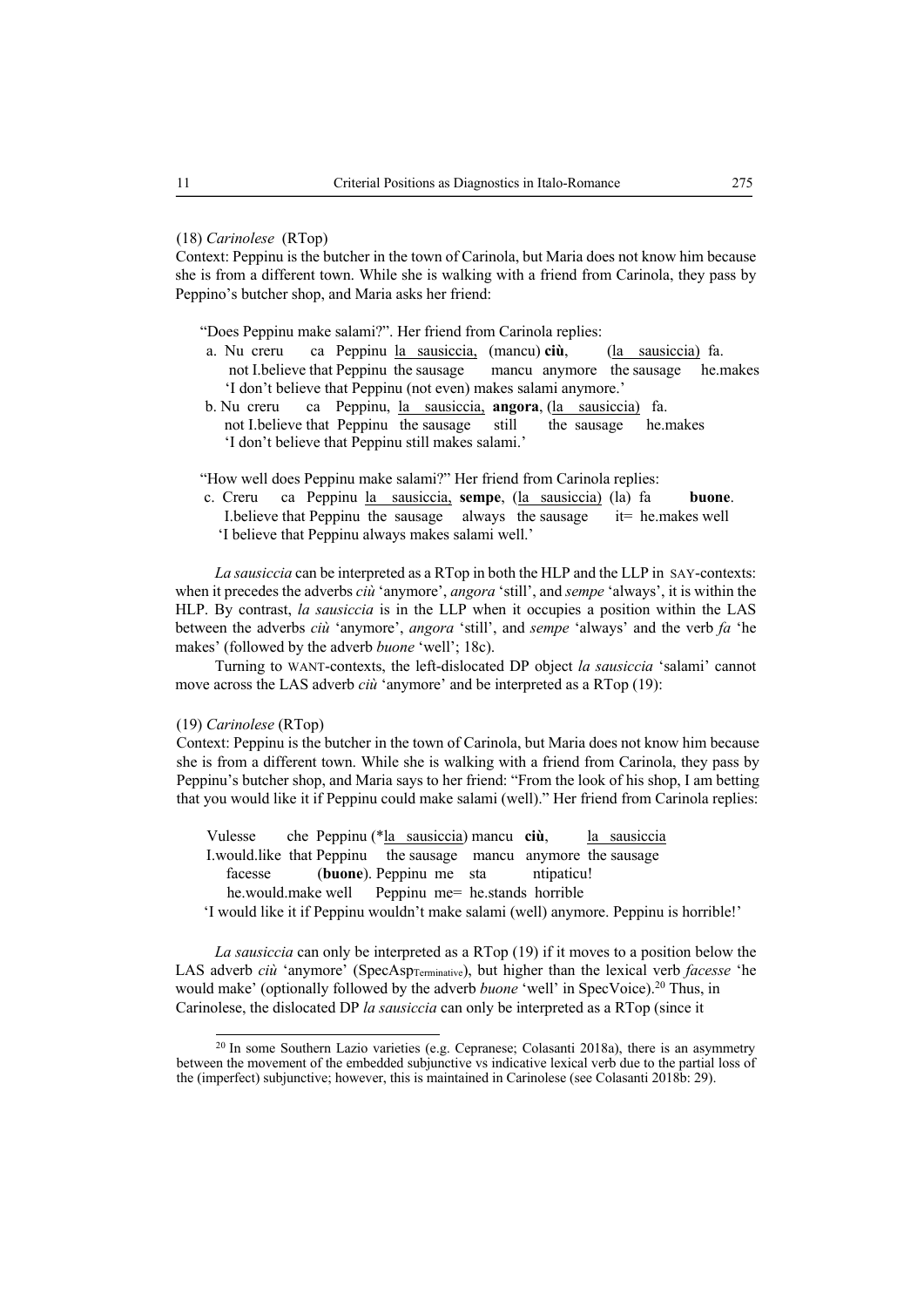(18) *Carinolese* (RTop)

Context: Peppinu is the butcher in the town of Carinola, but Maria does not know him because she is from a different town. While she is walking with a friend from Carinola, they pass by Peppino's butcher shop, and Maria asks her friend:

"Does Peppinu make salami?". Her friend from Carinola replies:

a. Nu creru ca Peppinu <u>la sausiccia,</u> (mancu) **ciù**, (<u>la sausiccia</u>) fa.
   not I.believe that Peppinu the sausage mancu anymore the sausage he.makes
   'I don't believe that Peppinu (not even) makes salami anymore.'

b. Nu creru ca Peppinu, <u>la sausiccia,</u> **angora**, (<u>la sausiccia</u>) fa.
   not I.believe that Peppinu the sausage still the sausage he.makes
   'I don't believe that Peppinu still makes salami.'

"How well does Peppinu make salami?" Her friend from Carinola replies:

c. Creru ca Peppinu <u>la sausiccia,</u> **sempe**, (<u>la sausiccia</u>) (la) fa **buone**.
   I.believe that Peppinu the sausage always the sausage it= he.makes well
   'I believe that Peppinu always makes salami well.'

*La sausiccia* can be interpreted as a RTop in both the HLP and the LLP in SAY-contexts: when it precedes the adverbs *ciù* 'anymore', *angora* 'still', and *sempe* 'always', it is within the HLP. By contrast, *la sausiccia* is in the LLP when it occupies a position within the LAS between the adverbs *ciù* 'anymore', *angora* 'still', and *sempe* 'always' and the verb *fa* 'he makes' (followed by the adverb *buone* 'well'; 18c).

Turning to WANT-contexts, the left-dislocated DP object *la sausiccia* 'salami' cannot move across the LAS adverb *ciù* 'anymore' and be interpreted as a RTop (19):

(19) *Carinolese* (RTop)

Context: Peppinu is the butcher in the town of Carinola, but Maria does not know him because she is from a different town. While she is walking with a friend from Carinola, they pass by Peppinu's butcher shop, and Maria says to her friend: "From the look of his shop, I am betting that you would like it if Peppinu could make salami (well)." Her friend from Carinola replies:

Vulesse che Peppinu (*<u>la sausiccia</u>) mancu **ciù**, <u>la sausiccia</u>
I.would.like that Peppinu the sausage mancu anymore the sausage
facesse (**buone**). Peppinu me sta ntipaticu!
he.would.make well Peppinu me= he.stands horrible
'I would like it if Peppinu wouldn't make salami (well) anymore. Peppinu is horrible!'

*La sausiccia* can only be interpreted as a RTop (19) if it moves to a position below the LAS adverb *ciù* 'anymore' ($\text{SpecAsp}_{\text{Terminative}}$), but higher than the lexical verb *facesse* 'he would make' (optionally followed by the adverb *buone* 'well' in SpecVoice).[20] Thus, in Carinolese, the dislocated DP *la sausiccia* can only be interpreted as a RTop (since it

[20] In some Southern Lazio varieties (e.g. Cepranese; Colasanti 2018a), there is an asymmetry between the movement of the embedded subjunctive vs indicative lexical verb due to the partial loss of the (imperfect) subjunctive; however, this is maintained in Carinolese (see Colasanti 2018b: 29).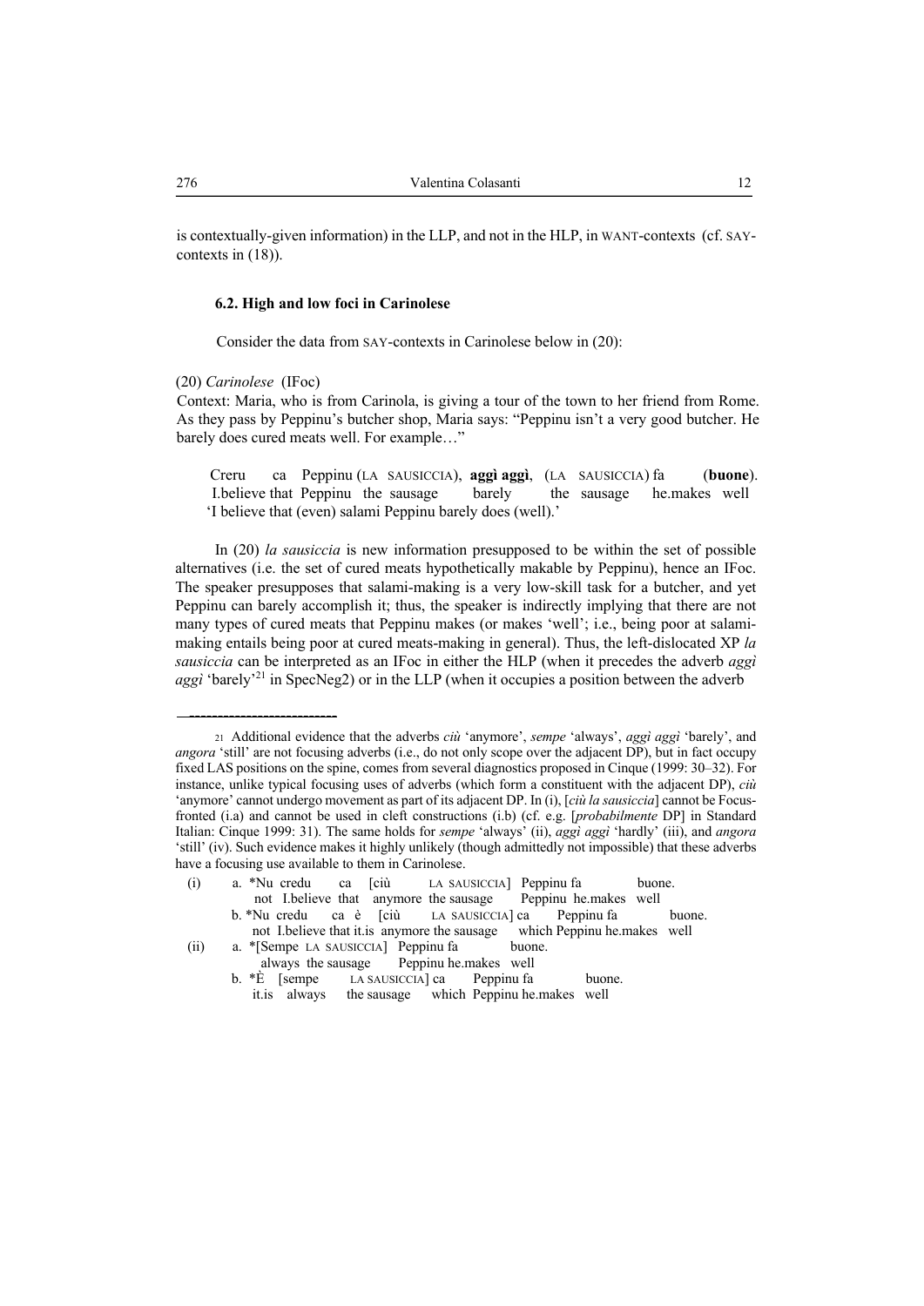is contextually-given information) in the LLP, and not in the HLP, in WANT-contexts (cf. SAY-contexts in (18)).

### 6.2. High and low foci in Carinolese

Consider the data from SAY-contexts in Carinolese below in (20):

(20) *Carinolese* (IFoc)

Context: Maria, who is from Carinola, is giving a tour of the town to her friend from Rome. As they pass by Peppinu's butcher shop, Maria says: "Peppinu isn't a very good butcher. He barely does cured meats well. For example…"

Creru ca Peppinu (LA SAUSICCIA), **aggì aggì**, (LA SAUSICCIA) fa (**buone**).
I.believe that Peppinu the sausage barely the sausage he.makes well
'I believe that (even) salami Peppinu barely does (well).'

In (20) *la sausiccia* is new information presupposed to be within the set of possible alternatives (i.e. the set of cured meats hypothetically makable by Peppinu), hence an IFoc. The speaker presupposes that salami-making is a very low-skill task for a butcher, and yet Peppinu can barely accomplish it; thus, the speaker is indirectly implying that there are not many types of cured meats that Peppinu makes (or makes 'well'; i.e., being poor at salami-making entails being poor at cured meats-making in general). Thus, the left-dislocated XP *la sausiccia* can be interpreted as an IFoc in either the HLP (when it precedes the adverb *aggì aggì* 'barely'[21] in SpecNeg2) or in the LLP (when it occupies a position between the adverb

---

[21] Additional evidence that the adverbs *ciù* 'anymore', *sempe* 'always', *aggì aggì* 'barely', and *angora* 'still' are not focusing adverbs (i.e., do not only scope over the adjacent DP), but in fact occupy fixed LAS positions on the spine, comes from several diagnostics proposed in Cinque (1999: 30–32). For instance, unlike typical focusing uses of adverbs (which form a constituent with the adjacent DP), *ciù* 'anymore' cannot undergo movement as part of its adjacent DP. In (i), [*ciù la sausiccia*] cannot be Focus-fronted (i.a) and cannot be used in cleft constructions (i.b) (cf. e.g. [*probabilmente* DP] in Standard Italian: Cinque 1999: 31). The same holds for *sempe* 'always' (ii), *aggì aggì* 'hardly' (iii), and *angora* 'still' (iv). Such evidence makes it highly unlikely (though admittedly not impossible) that these adverbs have a focusing use available to them in Carinolese.

(i) a. *Nu credu ca [ciù LA SAUSICCIA] Peppinu fa buone.
not I.believe that anymore the sausage Peppinu he.makes well
b. *Nu credu ca è [ciù LA SAUSICCIA] ca Peppinu fa buone.
not I.believe that it.is anymore the sausage which Peppinu he.makes well

(ii) a. *[Sempe LA SAUSICCIA] Peppinu fa buone.
always the sausage Peppinu he.makes well
b. *È [sempe LA SAUSICCIA] ca Peppinu fa buone.
it.is always the sausage which Peppinu he.makes well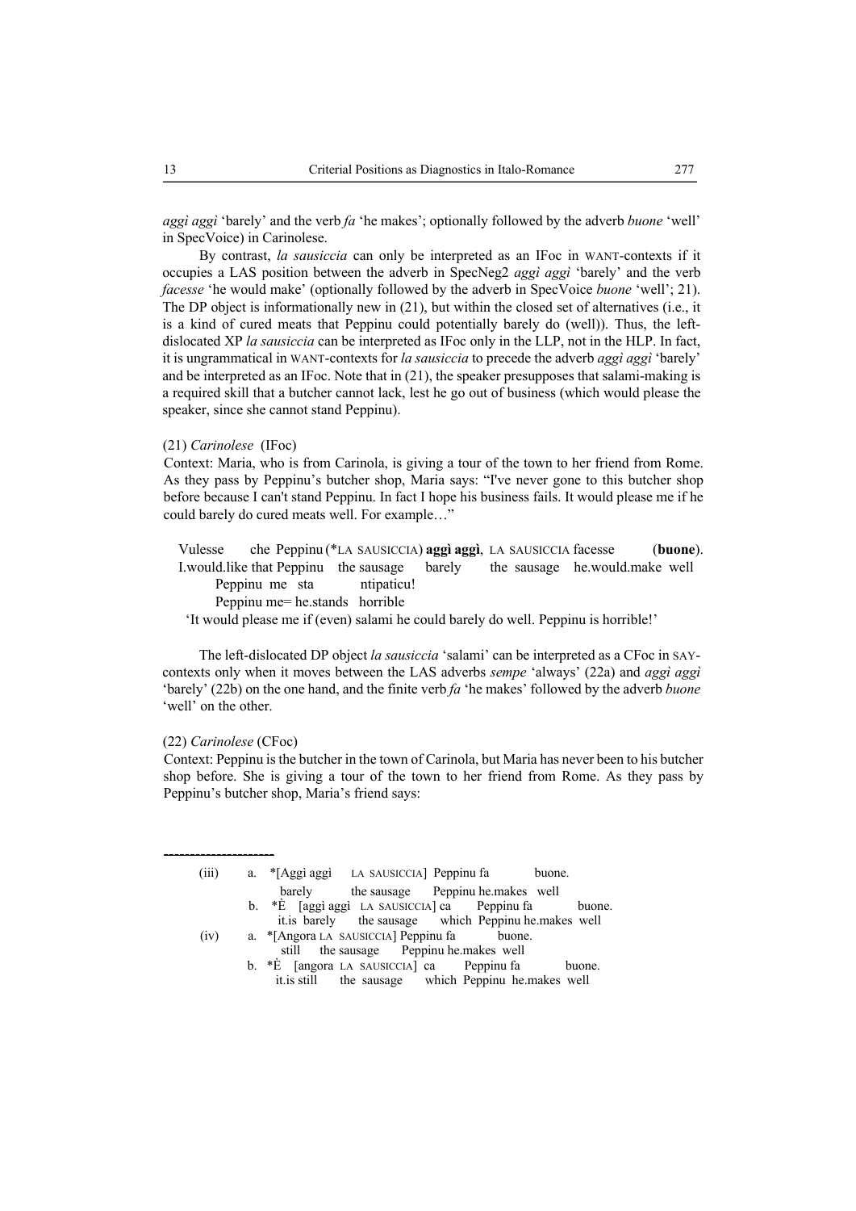*aggì aggì* 'barely' and the verb *fa* 'he makes'; optionally followed by the adverb *buone* 'well' in SpecVoice) in Carinolese.

By contrast, *la sausiccia* can only be interpreted as an IFoc in WANT-contexts if it occupies a LAS position between the adverb in SpecNeg2 *aggì aggì* 'barely' and the verb *facesse* 'he would make' (optionally followed by the adverb in SpecVoice *buone* 'well'; 21). The DP object is informationally new in (21), but within the closed set of alternatives (i.e., it is a kind of cured meats that Peppinu could potentially barely do (well)). Thus, the left-dislocated XP *la sausiccia* can be interpreted as IFoc only in the LLP, not in the HLP. In fact, it is ungrammatical in WANT-contexts for *la sausiccia* to precede the adverb *aggì aggì* 'barely' and be interpreted as an IFoc. Note that in (21), the speaker presupposes that salami-making is a required skill that a butcher cannot lack, lest he go out of business (which would please the speaker, since she cannot stand Peppinu).

(21) *Carinolese* (IFoc)

Context: Maria, who is from Carinola, is giving a tour of the town to her friend from Rome. As they pass by Peppinu's butcher shop, Maria says: "I've never gone to this butcher shop before because I can't stand Peppinu. In fact I hope his business fails. It would please me if he could barely do cured meats well. For example…"

Vulesse che Peppinu (*LA SAUSICCIA) **aggì aggì**, LA SAUSICCIA facesse (**buone**).
I.would.like that Peppinu the sausage barely the sausage he.would.make well
Peppinu me sta ntipaticu!
Peppinu me= he.stands horrible
'It would please me if (even) salami he could barely do well. Peppinu is horrible!'

The left-dislocated DP object *la sausiccia* 'salami' can be interpreted as a CFoc in SAY-contexts only when it moves between the LAS adverbs *sempe* 'always' (22a) and *aggì aggì* 'barely' (22b) on the one hand, and the finite verb *fa* 'he makes' followed by the adverb *buone* 'well' on the other.

(22) *Carinolese* (CFoc)

Context: Peppinu is the butcher in the town of Carinola, but Maria has never been to his butcher shop before. She is giving a tour of the town to her friend from Rome. As they pass by Peppinu's butcher shop, Maria's friend says:

---

(iii) a. *[Aggì aggì LA SAUSICCIA] Peppinu fa buone.
barely the sausage Peppinu he.makes well
b. *È [aggì aggì LA SAUSICCIA] ca Peppinu fa buone.
it.is barely the sausage which Peppinu he.makes well

(iv) a. *[Angora LA SAUSICCIA] Peppinu fa buone.
still the sausage Peppinu he.makes well
b. *È [angora LA SAUSICCIA] ca Peppinu fa buone.
it.is still the sausage which Peppinu he.makes well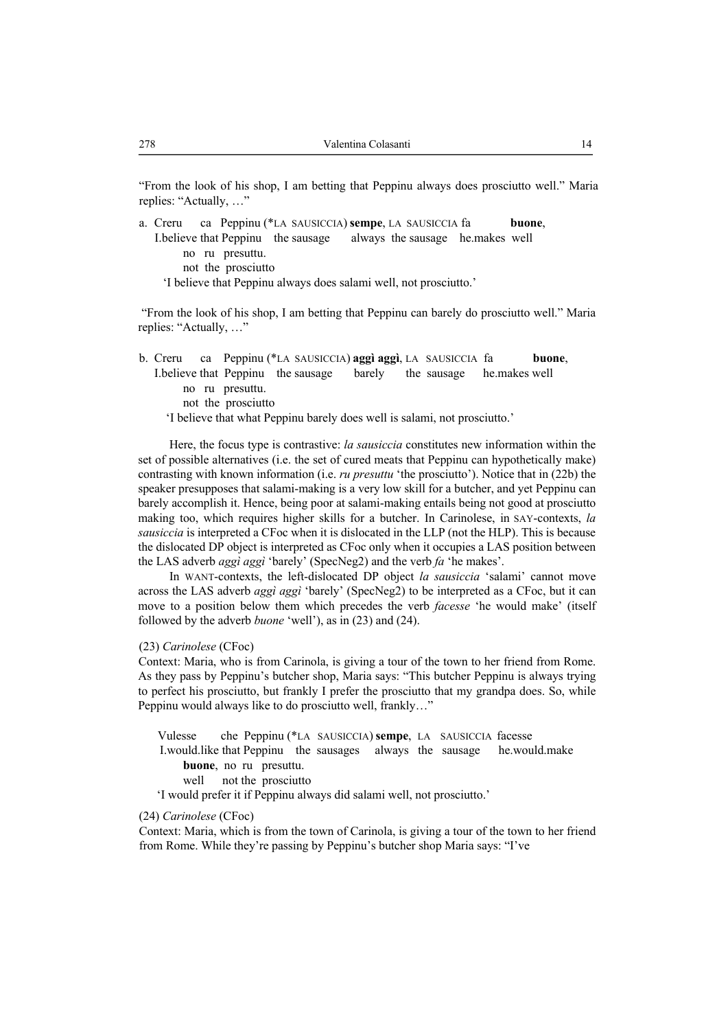"From the look of his shop, I am betting that Peppinu always does prosciutto well." Maria replies: "Actually, …"

a. Creru ca Peppinu (*LA SAUSICCIA) **sempe**, LA SAUSICCIA fa **buone**,
   I.believe that Peppinu the sausage always the sausage he.makes well
   no ru presuttu.
   not the prosciutto
   'I believe that Peppinu always does salami well, not prosciutto.'

"From the look of his shop, I am betting that Peppinu can barely do prosciutto well." Maria replies: "Actually, …"

b. Creru ca Peppinu (*LA SAUSICCIA) **aggì aggì**, LA SAUSICCIA fa **buone**,
   I.believe that Peppinu the sausage barely the sausage he.makes well
   no ru presuttu.
   not the prosciutto
   'I believe that what Peppinu barely does well is salami, not prosciutto.'

Here, the focus type is contrastive: *la sausiccia* constitutes new information within the set of possible alternatives (i.e. the set of cured meats that Peppinu can hypothetically make) contrasting with known information (i.e. *ru presuttu* 'the prosciutto'). Notice that in (22b) the speaker presupposes that salami-making is a very low skill for a butcher, and yet Peppinu can barely accomplish it. Hence, being poor at salami-making entails being not good at prosciutto making too, which requires higher skills for a butcher. In Carinolese, in SAY-contexts, *la sausiccia* is interpreted a CFoc when it is dislocated in the LLP (not the HLP). This is because the dislocated DP object is interpreted as CFoc only when it occupies a LAS position between the LAS adverb *aggì aggì* 'barely' (SpecNeg2) and the verb *fa* 'he makes'.

In WANT-contexts, the left-dislocated DP object *la sausiccia* 'salami' cannot move across the LAS adverb *aggì aggì* 'barely' (SpecNeg2) to be interpreted as a CFoc, but it can move to a position below them which precedes the verb *facesse* 'he would make' (itself followed by the adverb *buone* 'well'), as in (23) and (24).

(23) *Carinolese* (CFoc)
Context: Maria, who is from Carinola, is giving a tour of the town to her friend from Rome. As they pass by Peppinu's butcher shop, Maria says: "This butcher Peppinu is always trying to perfect his prosciutto, but frankly I prefer the prosciutto that my grandpa does. So, while Peppinu would always like to do prosciutto well, frankly…"

Vulesse che Peppinu (*LA SAUSICCIA) **sempe**, LA SAUSICCIA facesse
I.would.like that Peppinu the sausages always the sausage he.would.make
**buone**, no ru presuttu.
well not the prosciutto
'I would prefer it if Peppinu always did salami well, not prosciutto.'

(24) *Carinolese* (CFoc)
Context: Maria, which is from the town of Carinola, is giving a tour of the town to her friend from Rome. While they're passing by Peppinu's butcher shop Maria says: "I've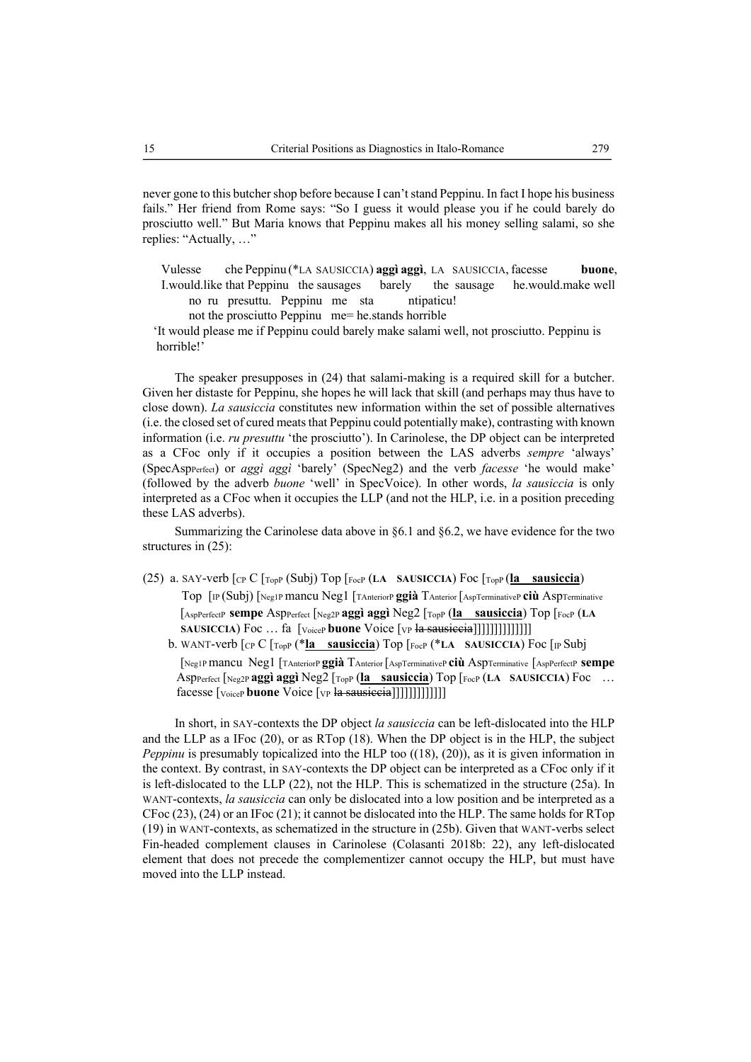never gone to this butcher shop before because I can't stand Peppinu. In fact I hope his business fails." Her friend from Rome says: "So I guess it would please you if he could barely do prosciutto well." But Maria knows that Peppinu makes all his money selling salami, so she replies: "Actually, …"

Vulesse che Peppinu (*LA SAUSICCIA) **aggì aggì**, LA SAUSICCIA, facesse **buone**,
I.would.like that Peppinu the sausages barely the sausage he.would.make well
no ru presuttu. Peppinu me sta ntipaticu!
not the prosciutto Peppinu me= he.stands horrible
'It would please me if Peppinu could barely make salami well, not prosciutto. Peppinu is horrible!'

The speaker presupposes in (24) that salami-making is a required skill for a butcher. Given her distaste for Peppinu, she hopes he will lack that skill (and perhaps may thus have to close down). *La sausiccia* constitutes new information within the set of possible alternatives (i.e. the closed set of cured meats that Peppinu could potentially make), contrasting with known information (i.e. *ru presuttu* 'the prosciutto'). In Carinolese, the DP object can be interpreted as a CFoc only if it occupies a position between the LAS adverbs *sempre* 'always' (SpecAsp$_{Perfect}$) or *aggì aggì* 'barely' (SpecNeg2) and the verb *facesse* 'he would make' (followed by the adverb *buone* 'well' in SpecVoice). In other words, *la sausiccia* is only interpreted as a CFoc when it occupies the LLP (and not the HLP, i.e. in a position preceding these LAS adverbs).

Summarizing the Carinolese data above in §6.1 and §6.2, we have evidence for the two structures in (25):

(25) a. SAY-verb [$_{CP}$ C [$_{TopP}$ (Subj) Top [$_{FocP}$ (**LA SAUSICCIA**) Foc [$_{TopP}$ (**la sausiccia**) Top [$_{IP}$ (Subj) [$_{Neg1P}$ mancu Neg1 [$_{TAnteriorP}$ **ggià** T$_{Anterior}$ [$_{AspTerminativeP}$ **ciù** Asp$_{Terminative}$ [$_{AspPerfectP}$ **sempe** Asp$_{Perfect}$ [$_{Neg2P}$ **aggì aggì** Neg2 [$_{TopP}$ (**la sausiccia**) Top [$_{FocP}$ (**LA SAUSICCIA**) Foc … fa [$_{VoiceP}$ **buone** Voice [$_{VP}$ ~~la sausiccia~~]]]]]]]]]]]]]

b. WANT-verb [$_{CP}$ C [$_{TopP}$ (***la sausiccia**) Top [$_{FocP}$ (***LA SAUSICCIA**) Foc [$_{IP}$ Subj [$_{Neg1P}$ mancu Neg1 [$_{TAnteriorP}$ **ggià** T$_{Anterior}$ [$_{AspTerminativeP}$ **ciù** Asp$_{Terminative}$ [$_{AspPerfectP}$ **sempe** Asp$_{Perfect}$ [$_{Neg2P}$ **aggì aggì** Neg2 [$_{TopP}$ (**la sausiccia**) Top [$_{FocP}$ (**LA SAUSICCIA**) Foc … facesse [$_{VoiceP}$ **buone** Voice [$_{VP}$ ~~la sausiccia~~]]]]]]]]]]]]

In short, in SAY-contexts the DP object *la sausiccia* can be left-dislocated into the HLP and the LLP as a IFoc (20), or as RTop (18). When the DP object is in the HLP, the subject *Peppinu* is presumably topicalized into the HLP too ((18), (20)), as it is given information in the context. By contrast, in SAY-contexts the DP object can be interpreted as a CFoc only if it is left-dislocated to the LLP (22), not the HLP. This is schematized in the structure (25a). In WANT-contexts, *la sausiccia* can only be dislocated into a low position and be interpreted as a CFoc (23), (24) or an IFoc (21); it cannot be dislocated into the HLP. The same holds for RTop (19) in WANT-contexts, as schematized in the structure in (25b). Given that WANT-verbs select Fin-headed complement clauses in Carinolese (Colasanti 2018b: 22), any left-dislocated element that does not precede the complementizer cannot occupy the HLP, but must have moved into the LLP instead.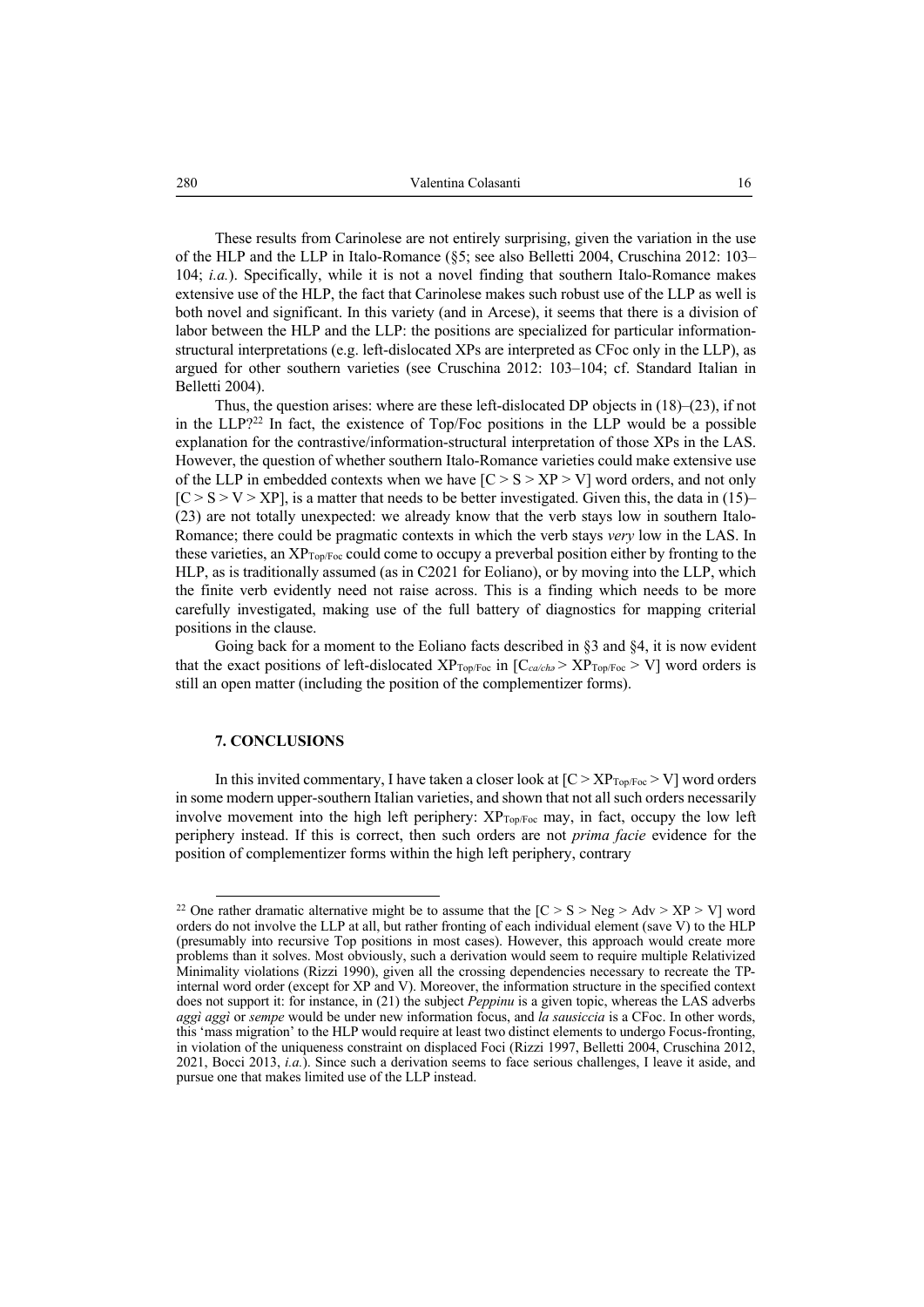These results from Carinolese are not entirely surprising, given the variation in the use of the HLP and the LLP in Italo-Romance (§5; see also Belletti 2004, Cruschina 2012: 103–104; *i.a.*). Specifically, while it is not a novel finding that southern Italo-Romance makes extensive use of the HLP, the fact that Carinolese makes such robust use of the LLP as well is both novel and significant. In this variety (and in Arcese), it seems that there is a division of labor between the HLP and the LLP: the positions are specialized for particular information-structural interpretations (e.g. left-dislocated XPs are interpreted as CFoc only in the LLP), as argued for other southern varieties (see Cruschina 2012: 103–104; cf. Standard Italian in Belletti 2004).

Thus, the question arises: where are these left-dislocated DP objects in (18)–(23), if not in the LLP?[22] In fact, the existence of Top/Foc positions in the LLP would be a possible explanation for the contrastive/information-structural interpretation of those XPs in the LAS. However, the question of whether southern Italo-Romance varieties could make extensive use of the LLP in embedded contexts when we have [C > S > XP > V] word orders, and not only [C > S > V > XP], is a matter that needs to be better investigated. Given this, the data in (15)–(23) are not totally unexpected: we already know that the verb stays low in southern Italo-Romance; there could be pragmatic contexts in which the verb stays *very* low in the LAS. In these varieties, an $XP_{Top/Foc}$ could come to occupy a preverbal position either by fronting to the HLP, as is traditionally assumed (as in C2021 for Eoliano), or by moving into the LLP, which the finite verb evidently need not raise across. This is a finding which needs to be more carefully investigated, making use of the full battery of diagnostics for mapping criterial positions in the clause.

Going back for a moment to the Eoliano facts described in §3 and §4, it is now evident that the exact positions of left-dislocated $XP_{Top/Foc}$ in [$C_{ca/ch\partial}$ > $XP_{Top/Foc}$ > V] word orders is still an open matter (including the position of the complementizer forms).

## 7. CONCLUSIONS

In this invited commentary, I have taken a closer look at [C > $XP_{Top/Foc}$ > V] word orders in some modern upper-southern Italian varieties, and shown that not all such orders necessarily involve movement into the high left periphery: $XP_{Top/Foc}$ may, in fact, occupy the low left periphery instead. If this is correct, then such orders are not *prima facie* evidence for the position of complementizer forms within the high left periphery, contrary

---

[22] One rather dramatic alternative might be to assume that the [C > S > Neg > Adv > XP > V] word orders do not involve the LLP at all, but rather fronting of each individual element (save V) to the HLP (presumably into recursive Top positions in most cases). However, this approach would create more problems than it solves. Most obviously, such a derivation would seem to require multiple Relativized Minimality violations (Rizzi 1990), given all the crossing dependencies necessary to recreate the TP-internal word order (except for XP and V). Moreover, the information structure in the specified context does not support it: for instance, in (21) the subject *Peppinu* is a given topic, whereas the LAS adverbs *aggi aggi* or *sempe* would be under new information focus, and *la sausiccia* is a CFoc. In other words, this 'mass migration' to the HLP would require at least two distinct elements to undergo Focus-fronting, in violation of the uniqueness constraint on displaced Foci (Rizzi 1997, Belletti 2004, Cruschina 2012, 2021, Bocci 2013, *i.a.*). Since such a derivation seems to face serious challenges, I leave it aside, and pursue one that makes limited use of the LLP instead.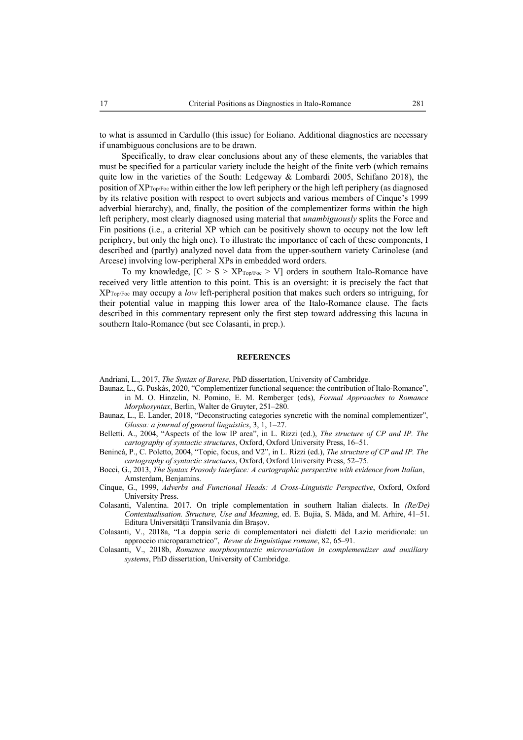to what is assumed in Cardullo (this issue) for Eoliano. Additional diagnostics are necessary if unambiguous conclusions are to be drawn.

Specifically, to draw clear conclusions about any of these elements, the variables that must be specified for a particular variety include the height of the finite verb (which remains quite low in the varieties of the South: Ledgeway & Lombardi 2005, Schifano 2018), the position of $XP_{Top/Foc}$ within either the low left periphery or the high left periphery (as diagnosed by its relative position with respect to overt subjects and various members of Cinque's 1999 adverbial hierarchy), and, finally, the position of the complementizer forms within the high left periphery, most clearly diagnosed using material that *unambiguously* splits the Force and Fin positions (i.e., a criterial XP which can be positively shown to occupy not the low left periphery, but only the high one). To illustrate the importance of each of these components, I described and (partly) analyzed novel data from the upper-southern variety Carinolese (and Arcese) involving low-peripheral XPs in embedded word orders.

To my knowledge, $[C > S > XP_{Top/Foc} > V]$ orders in southern Italo-Romance have received very little attention to this point. This is an oversight: it is precisely the fact that $XP_{Top/Foc}$ may occupy a *low* left-peripheral position that makes such orders so intriguing, for their potential value in mapping this lower area of the Italo-Romance clause. The facts described in this commentary represent only the first step toward addressing this lacuna in southern Italo-Romance (but see Colasanti, in prep.).

## REFERENCES

Andriani, L., 2017, *The Syntax of Barese*, PhD dissertation, University of Cambridge.

Baunaz, L., G. Puskás, 2020, "Complementizer functional sequence: the contribution of Italo-Romance", in M. O. Hinzelin, N. Pomino, E. M. Remberger (eds), *Formal Approaches to Romance Morphosyntax*, Berlin, Walter de Gruyter, 251–280.

Baunaz, L., E. Lander, 2018, "Deconstructing categories syncretic with the nominal complementizer", *Glossa: a journal of general linguistics*, 3, 1, 1–27.

Belletti. A., 2004, "Aspects of the low IP area", in L. Rizzi (ed.), *The structure of CP and IP. The cartography of syntactic structures*, Oxford, Oxford University Press, 16–51.

Benincà, P., C. Poletto, 2004, "Topic, focus, and V2", in L. Rizzi (ed.), *The structure of CP and IP. The cartography of syntactic structures*, Oxford, Oxford University Press, 52–75.

Bocci, G., 2013, *The Syntax Prosody Interface: A cartographic perspective with evidence from Italian*, Amsterdam, Benjamins.

Cinque, G., 1999, *Adverbs and Functional Heads: A Cross-Linguistic Perspective*, Oxford, Oxford University Press.

Colasanti, Valentina. 2017. On triple complementation in southern Italian dialects. In *(Re/De) Contextualisation. Structure, Use and Meaning*, ed. E. Bujia, S. Măda, and M. Arhire, 41–51. Editura Universităţii Transilvania din Braşov.

Colasanti, V., 2018a, "La doppia serie di complementatori nei dialetti del Lazio meridionale: un approccio microparametrico", *Revue de linguistique romane*, 82, 65–91.

Colasanti, V., 2018b, *Romance morphosyntactic microvariation in complementizer and auxiliary systems*, PhD dissertation, University of Cambridge.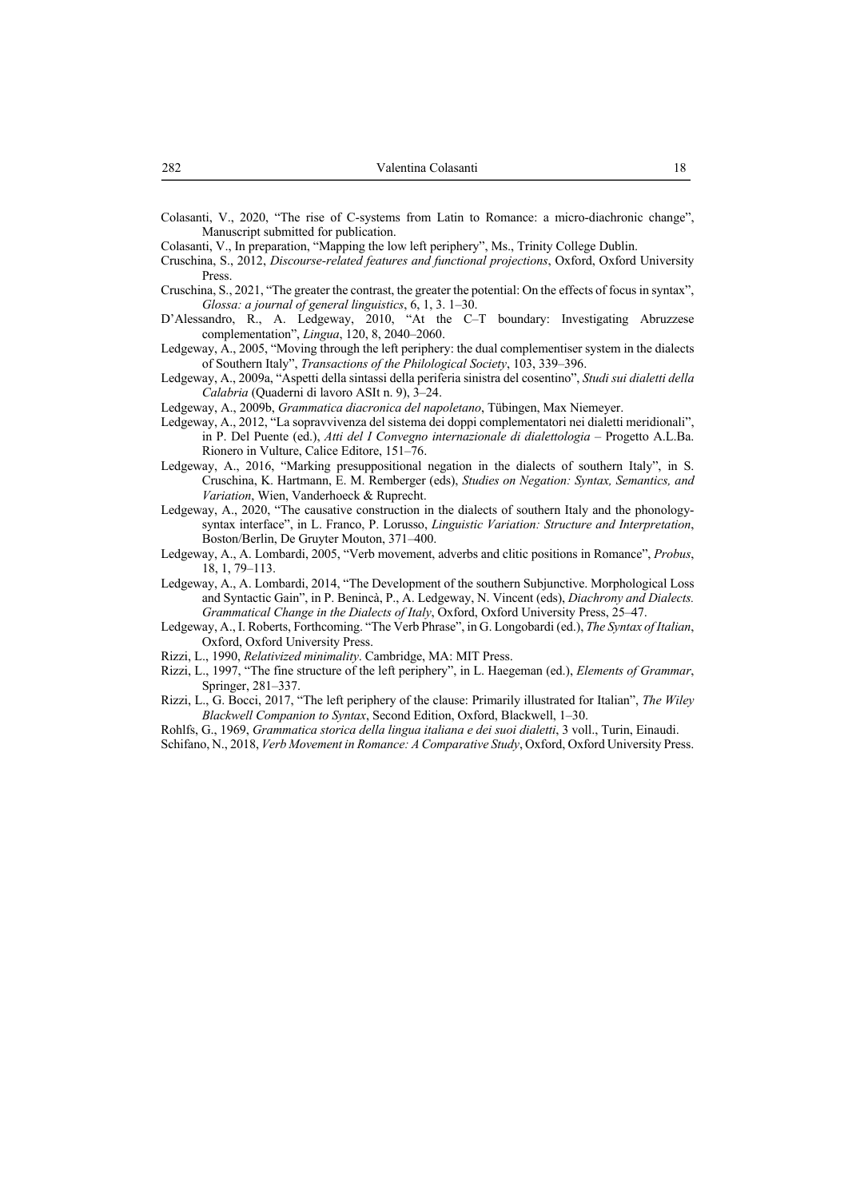Colasanti, V., 2020, "The rise of C-systems from Latin to Romance: a micro-diachronic change", Manuscript submitted for publication.

Colasanti, V., In preparation, "Mapping the low left periphery", Ms., Trinity College Dublin.

Cruschina, S., 2012, *Discourse-related features and functional projections*, Oxford, Oxford University Press.

Cruschina, S., 2021, "The greater the contrast, the greater the potential: On the effects of focus in syntax", *Glossa: a journal of general linguistics*, 6, 1, 3. 1–30.

D'Alessandro, R., A. Ledgeway, 2010, "At the C–T boundary: Investigating Abruzzese complementation", *Lingua*, 120, 8, 2040–2060.

Ledgeway, A., 2005, "Moving through the left periphery: the dual complementiser system in the dialects of Southern Italy", *Transactions of the Philological Society*, 103, 339–396.

Ledgeway, A., 2009a, "Aspetti della sintassi della periferia sinistra del cosentino", *Studi sui dialetti della Calabria* (Quaderni di lavoro ASIt n. 9), 3–24.

Ledgeway, A., 2009b, *Grammatica diacronica del napoletano*, Tübingen, Max Niemeyer.

Ledgeway, A., 2012, "La sopravvivenza del sistema dei doppi complementatori nei dialetti meridionali", in P. Del Puente (ed.), *Atti del I Convegno internazionale di dialettologia* – Progetto A.L.Ba. Rionero in Vulture, Calice Editore, 151–76.

Ledgeway, A., 2016, "Marking presuppositional negation in the dialects of southern Italy", in S. Cruschina, K. Hartmann, E. M. Remberger (eds), *Studies on Negation: Syntax, Semantics, and Variation*, Wien, Vanderhoeck & Ruprecht.

Ledgeway, A., 2020, "The causative construction in the dialects of southern Italy and the phonology-syntax interface", in L. Franco, P. Lorusso, *Linguistic Variation: Structure and Interpretation*, Boston/Berlin, De Gruyter Mouton, 371–400.

Ledgeway, A., A. Lombardi, 2005, "Verb movement, adverbs and clitic positions in Romance", *Probus*, 18, 1, 79–113.

Ledgeway, A., A. Lombardi, 2014, "The Development of the southern Subjunctive. Morphological Loss and Syntactic Gain", in P. Benincà, P., A. Ledgeway, N. Vincent (eds), *Diachrony and Dialects. Grammatical Change in the Dialects of Italy*, Oxford, Oxford University Press, 25–47.

Ledgeway, A., I. Roberts, Forthcoming. "The Verb Phrase", in G. Longobardi (ed.), *The Syntax of Italian*, Oxford, Oxford University Press.

Rizzi, L., 1990, *Relativized minimality*. Cambridge, MA: MIT Press.

Rizzi, L., 1997, "The fine structure of the left periphery", in L. Haegeman (ed.), *Elements of Grammar*, Springer, 281–337.

Rizzi, L., G. Bocci, 2017, "The left periphery of the clause: Primarily illustrated for Italian", *The Wiley Blackwell Companion to Syntax*, Second Edition, Oxford, Blackwell, 1–30.

Rohlfs, G., 1969, *Grammatica storica della lingua italiana e dei suoi dialetti*, 3 voll., Turin, Einaudi.

Schifano, N., 2018, *Verb Movement in Romance: A Comparative Study*, Oxford, Oxford University Press.